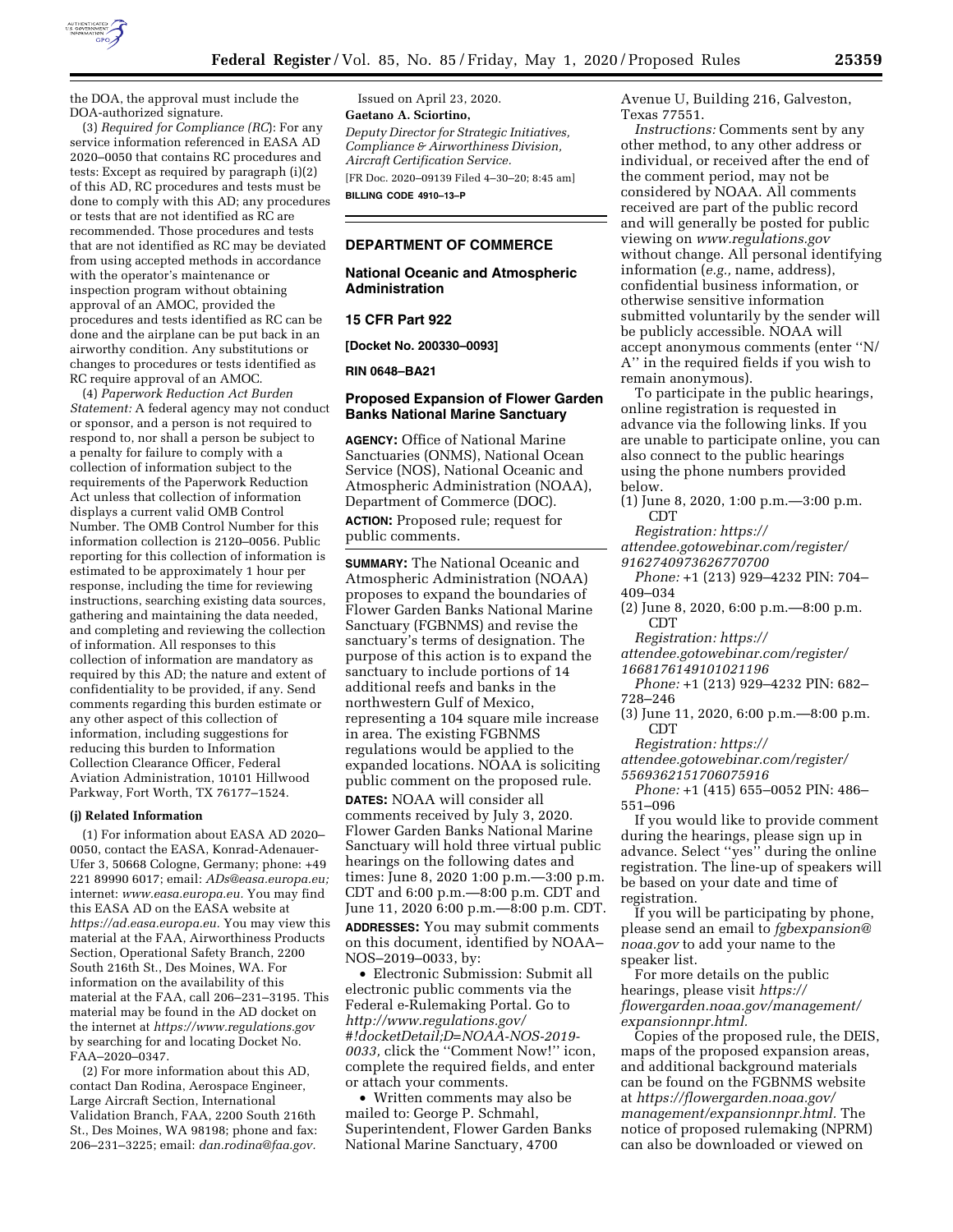the DOA, the approval must include the DOA-authorized signature.

(3) *Required for Compliance (RC)*: For any service information referenced in EASA AD 2020–0050 that contains RC procedures and tests: Except as required by paragraph (i)(2) of this AD, RC procedures and tests must be done to comply with this AD; any procedures or tests that are not identified as RC are recommended. Those procedures and tests that are not identified as RC may be deviated from using accepted methods in accordance with the operator's maintenance or inspection program without obtaining approval of an AMOC, provided the procedures and tests identified as RC can be done and the airplane can be put back in an airworthy condition. Any substitutions or changes to procedures or tests identified as RC require approval of an AMOC.

(4) *Paperwork Reduction Act Burden Statement:* A federal agency may not conduct or sponsor, and a person is not required to respond to, nor shall a person be subject to a penalty for failure to comply with a collection of information subject to the requirements of the Paperwork Reduction Act unless that collection of information displays a current valid OMB Control Number. The OMB Control Number for this information collection is 2120–0056. Public reporting for this collection of information is estimated to be approximately 1 hour per response, including the time for reviewing instructions, searching existing data sources, gathering and maintaining the data needed, and completing and reviewing the collection of information. All responses to this collection of information are mandatory as required by this AD; the nature and extent of confidentiality to be provided, if any. Send comments regarding this burden estimate or any other aspect of this collection of information, including suggestions for reducing this burden to Information Collection Clearance Officer, Federal Aviation Administration, 10101 Hillwood Parkway, Fort Worth, TX 76177–1524.

**(j) Related Information**

(1) For information about EASA AD 2020–0050, contact the EASA, Konrad-Adenauer-Ufer 3, 50668 Cologne, Germany; phone: +49 221 89990 6017; email: *ADs@easa.europa.eu;* internet: *www.easa.europa.eu.* You may find this EASA AD on the EASA website at *https://ad.easa.europa.eu.* You may view this material at the FAA, Airworthiness Products Section, Operational Safety Branch, 2200 South 216th St., Des Moines, WA. For information on the availability of this material at the FAA, call 206–231–3195. This material may be found in the AD docket on the internet at *https://www.regulations.gov* by searching for and locating Docket No. FAA–2020–0347.

(2) For more information about this AD, contact Dan Rodina, Aerospace Engineer, Large Aircraft Section, International Validation Branch, FAA, 2200 South 216th St., Des Moines, WA 98198; phone and fax: 206–231–3225; email: *dan.rodina@faa.gov.*

Issued on April 23, 2020.

**Gaetano A. Sciortino,**

*Deputy Director for Strategic Initiatives, Compliance & Airworthiness Division, Aircraft Certification Service.*

[FR Doc. 2020–09139 Filed 4–30–20; 8:45 am]

**BILLING CODE 4910–13–P**

## DEPARTMENT OF COMMERCE

### National Oceanic and Atmospheric Administration

### 15 CFR Part 922

### [Docket No. 200330–0093]

### RIN 0648–BA21

## Proposed Expansion of Flower Garden Banks National Marine Sanctuary

**AGENCY:** Office of National Marine Sanctuaries (ONMS), National Ocean Service (NOS), National Oceanic and Atmospheric Administration (NOAA), Department of Commerce (DOC).

**ACTION:** Proposed rule; request for public comments.

**SUMMARY:** The National Oceanic and Atmospheric Administration (NOAA) proposes to expand the boundaries of Flower Garden Banks National Marine Sanctuary (FGBNMS) and revise the sanctuary's terms of designation. The purpose of this action is to expand the sanctuary to include portions of 14 additional reefs and banks in the northwestern Gulf of Mexico, representing a 104 square mile increase in area. The existing FGBNMS regulations would be applied to the expanded locations. NOAA is soliciting public comment on the proposed rule.

**DATES:** NOAA will consider all comments received by July 3, 2020. Flower Garden Banks National Marine Sanctuary will hold three virtual public hearings on the following dates and times: June 8, 2020 1:00 p.m.—3:00 p.m. CDT and 6:00 p.m.—8:00 p.m. CDT and June 11, 2020 6:00 p.m.—8:00 p.m. CDT.

**ADDRESSES:** You may submit comments on this document, identified by NOAA–NOS–2019–0033, by:

• Electronic Submission: Submit all electronic public comments via the Federal e-Rulemaking Portal. Go to *http://www.regulations.gov/#!docketDetail;D=NOAA-NOS-2019-0033,* click the ''Comment Now!'' icon, complete the required fields, and enter or attach your comments.

• Written comments may also be mailed to: George P. Schmahl, Superintendent, Flower Garden Banks National Marine Sanctuary, 4700 Avenue U, Building 216, Galveston, Texas 77551.

*Instructions:* Comments sent by any other method, to any other address or individual, or received after the end of the comment period, may not be considered by NOAA. All comments received are part of the public record and will generally be posted for public viewing on *www.regulations.gov* without change. All personal identifying information (*e.g.,* name, address), confidential business information, or otherwise sensitive information submitted voluntarily by the sender will be publicly accessible. NOAA will accept anonymous comments (enter ''N/A'' in the required fields if you wish to remain anonymous).

To participate in the public hearings, online registration is requested in advance via the following links. If you are unable to participate online, you can also connect to the public hearings using the phone numbers provided below.

(1) June 8, 2020, 1:00 p.m.—3:00 p.m. CDT

*Registration: https://attendee.gotowebinar.com/register/9162740973626770700*

*Phone:* +1 (213) 929–4232 PIN: 704–409–034

(2) June 8, 2020, 6:00 p.m.—8:00 p.m. CDT

*Registration: https://attendee.gotowebinar.com/register/1668176149101021196*

*Phone:* +1 (213) 929–4232 PIN: 682–728–246

(3) June 11, 2020, 6:00 p.m.—8:00 p.m. CDT

*Registration: https://attendee.gotowebinar.com/register/5569362151706075916*

*Phone:* +1 (415) 655–0052 PIN: 486–551–096

If you would like to provide comment during the hearings, please sign up in advance. Select ''yes'' during the online registration. The line-up of speakers will be based on your date and time of registration.

If you will be participating by phone, please send an email to *fgbexpansion@noaa.gov* to add your name to the speaker list.

For more details on the public hearings, please visit *https://flowergarden.noaa.gov/management/expansionnpr.html.*

Copies of the proposed rule, the DEIS, maps of the proposed expansion areas, and additional background materials can be found on the FGBNMS website at *https://flowergarden.noaa.gov/management/expansionnpr.html.* The notice of proposed rulemaking (NPRM) can also be downloaded or viewed on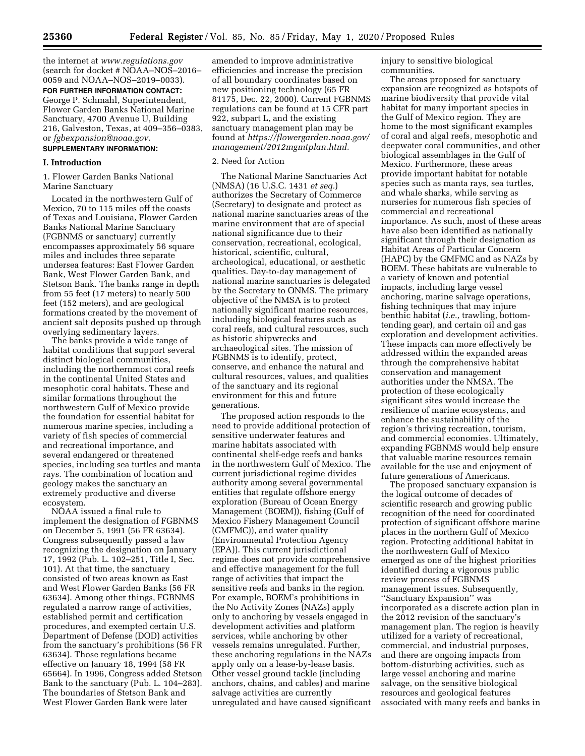the internet at *www.regulations.gov* (search for docket # NOAA–NOS–2016–0059 and NOAA–NOS–2019–0033).

**FOR FURTHER INFORMATION CONTACT:** George P. Schmahl, Superintendent, Flower Garden Banks National Marine Sanctuary, 4700 Avenue U, Building 216, Galveston, Texas, at 409–356–0383, or *fgbexpansion@noaa.gov.*

**SUPPLEMENTARY INFORMATION:**

## I. Introduction

1. Flower Garden Banks National Marine Sanctuary

Located in the northwestern Gulf of Mexico, 70 to 115 miles off the coasts of Texas and Louisiana, Flower Garden Banks National Marine Sanctuary (FGBNMS or sanctuary) currently encompasses approximately 56 square miles and includes three separate undersea features: East Flower Garden Bank, West Flower Garden Bank, and Stetson Bank. The banks range in depth from 55 feet (17 meters) to nearly 500 feet (152 meters), and are geological formations created by the movement of ancient salt deposits pushed up through overlying sedimentary layers.

The banks provide a wide range of habitat conditions that support several distinct biological communities, including the northernmost coral reefs in the continental United States and mesophotic coral habitats. These and similar formations throughout the northwestern Gulf of Mexico provide the foundation for essential habitat for numerous marine species, including a variety of fish species of commercial and recreational importance, and several endangered or threatened species, including sea turtles and manta rays. The combination of location and geology makes the sanctuary an extremely productive and diverse ecosystem.

NOAA issued a final rule to implement the designation of FGBNMS on December 5, 1991 (56 FR 63634). Congress subsequently passed a law recognizing the designation on January 17, 1992 (Pub. L. 102–251, Title I, Sec. 101). At that time, the sanctuary consisted of two areas known as East and West Flower Garden Banks (56 FR 63634). Among other things, FGBNMS regulated a narrow range of activities, established permit and certification procedures, and exempted certain U.S. Department of Defense (DOD) activities from the sanctuary's prohibitions (56 FR 63634). Those regulations became effective on January 18, 1994 (58 FR 65664). In 1996, Congress added Stetson Bank to the sanctuary (Pub. L. 104–283). The boundaries of Stetson Bank and West Flower Garden Bank were later amended to improve administrative efficiencies and increase the precision of all boundary coordinates based on new positioning technology (65 FR 81175, Dec. 22, 2000). Current FGBNMS regulations can be found at 15 CFR part 922, subpart L, and the existing sanctuary management plan may be found at *https://flowergarden.noaa.gov/management/2012mgmtplan.html.*

2. Need for Action

The National Marine Sanctuaries Act (NMSA) (16 U.S.C. 1431 *et seq.*) authorizes the Secretary of Commerce (Secretary) to designate and protect as national marine sanctuaries areas of the marine environment that are of special national significance due to their conservation, recreational, ecological, historical, scientific, cultural, archeological, educational, or aesthetic qualities. Day-to-day management of national marine sanctuaries is delegated by the Secretary to ONMS. The primary objective of the NMSA is to protect nationally significant marine resources, including biological features such as coral reefs, and cultural resources, such as historic shipwrecks and archaeological sites. The mission of FGBNMS is to identify, protect, conserve, and enhance the natural and cultural resources, values, and qualities of the sanctuary and its regional environment for this and future generations.

The proposed action responds to the need to provide additional protection of sensitive underwater features and marine habitats associated with continental shelf-edge reefs and banks in the northwestern Gulf of Mexico. The current jurisdictional regime divides authority among several governmental entities that regulate offshore energy exploration (Bureau of Ocean Energy Management (BOEM)), fishing (Gulf of Mexico Fishery Management Council (GMFMC)), and water quality (Environmental Protection Agency (EPA)). This current jurisdictional regime does not provide comprehensive and effective management for the full range of activities that impact the sensitive reefs and banks in the region. For example, BOEM's prohibitions in the No Activity Zones (NAZs) apply only to anchoring by vessels engaged in development activities and platform services, while anchoring by other vessels remains unregulated. Further, these anchoring regulations in the NAZs apply only on a lease-by-lease basis. Other vessel ground tackle (including anchors, chains, and cables) and marine salvage activities are currently unregulated and have caused significant injury to sensitive biological communities.

The areas proposed for sanctuary expansion are recognized as hotspots of marine biodiversity that provide vital habitat for many important species in the Gulf of Mexico region. They are home to the most significant examples of coral and algal reefs, mesophotic and deepwater coral communities, and other biological assemblages in the Gulf of Mexico. Furthermore, these areas provide important habitat for notable species such as manta rays, sea turtles, and whale sharks, while serving as nurseries for numerous fish species of commercial and recreational importance. As such, most of these areas have also been identified as nationally significant through their designation as Habitat Areas of Particular Concern (HAPC) by the GMFMC and as NAZs by BOEM. These habitats are vulnerable to a variety of known and potential impacts, including large vessel anchoring, marine salvage operations, fishing techniques that may injure benthic habitat (*i.e.,* trawling, bottom-tending gear), and certain oil and gas exploration and development activities. These impacts can more effectively be addressed within the expanded areas through the comprehensive habitat conservation and management authorities under the NMSA. The protection of these ecologically significant sites would increase the resilience of marine ecosystems, and enhance the sustainability of the region's thriving recreation, tourism, and commercial economies. Ultimately, expanding FGBNMS would help ensure that valuable marine resources remain available for the use and enjoyment of future generations of Americans.

The proposed sanctuary expansion is the logical outcome of decades of scientific research and growing public recognition of the need for coordinated protection of significant offshore marine places in the northern Gulf of Mexico region. Protecting additional habitat in the northwestern Gulf of Mexico emerged as one of the highest priorities identified during a vigorous public review process of FGBNMS management issues. Subsequently, ''Sanctuary Expansion'' was incorporated as a discrete action plan in the 2012 revision of the sanctuary's management plan. The region is heavily utilized for a variety of recreational, commercial, and industrial purposes, and there are ongoing impacts from bottom-disturbing activities, such as large vessel anchoring and marine salvage, on the sensitive biological resources and geological features associated with many reefs and banks in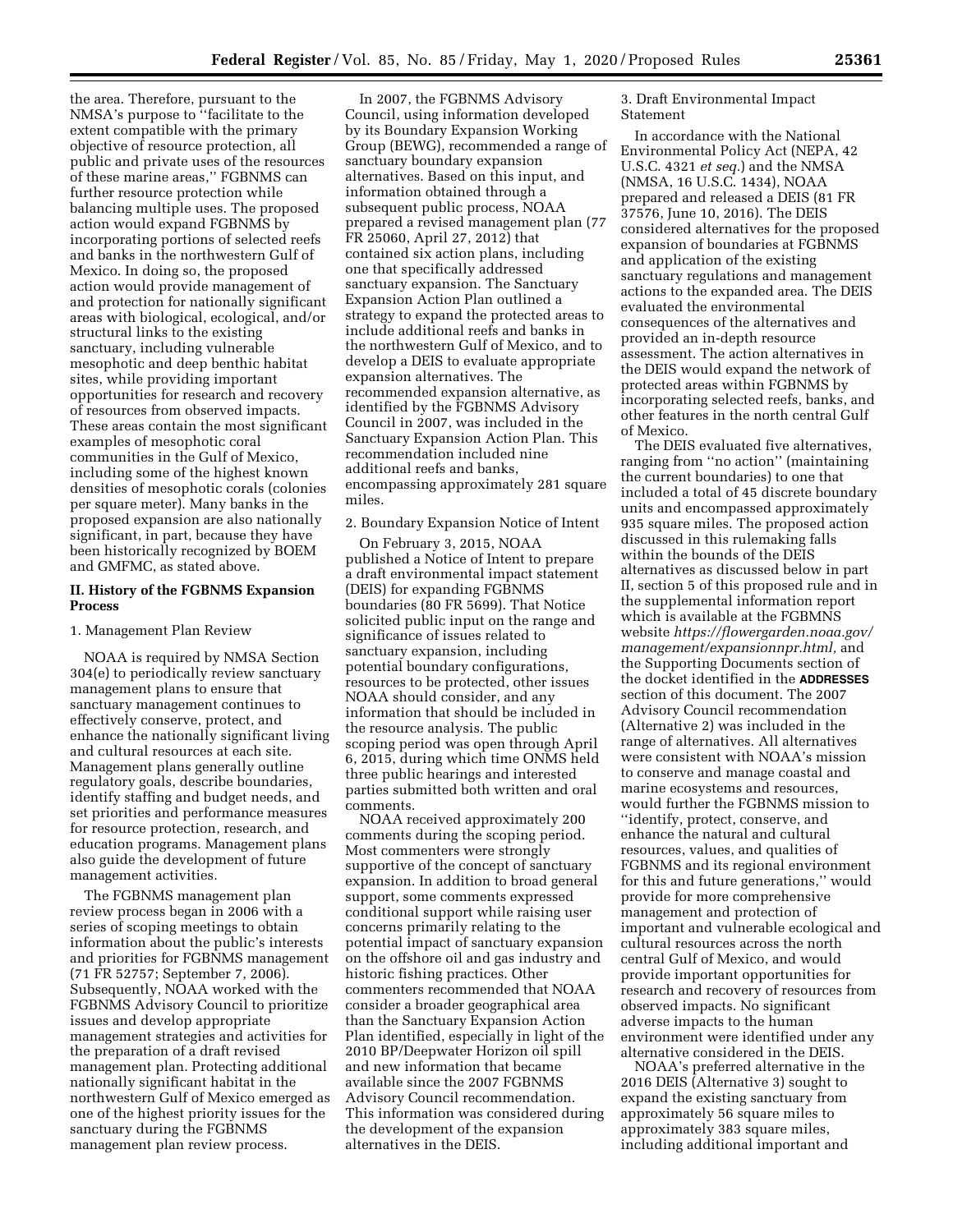the area. Therefore, pursuant to the NMSA's purpose to ''facilitate to the extent compatible with the primary objective of resource protection, all public and private uses of the resources of these marine areas,'' FGBNMS can further resource protection while balancing multiple uses. The proposed action would expand FGBNMS by incorporating portions of selected reefs and banks in the northwestern Gulf of Mexico. In doing so, the proposed action would provide management of and protection for nationally significant areas with biological, ecological, and/or structural links to the existing sanctuary, including vulnerable mesophotic and deep benthic habitat sites, while providing important opportunities for research and recovery of resources from observed impacts. These areas contain the most significant examples of mesophotic coral communities in the Gulf of Mexico, including some of the highest known densities of mesophotic corals (colonies per square meter). Many banks in the proposed expansion are also nationally significant, in part, because they have been historically recognized by BOEM and GMFMC, as stated above.

## II. History of the FGBNMS Expansion Process

1. Management Plan Review

NOAA is required by NMSA Section 304(e) to periodically review sanctuary management plans to ensure that sanctuary management continues to effectively conserve, protect, and enhance the nationally significant living and cultural resources at each site. Management plans generally outline regulatory goals, describe boundaries, identify staffing and budget needs, and set priorities and performance measures for resource protection, research, and education programs. Management plans also guide the development of future management activities.

The FGBNMS management plan review process began in 2006 with a series of scoping meetings to obtain information about the public's interests and priorities for FGBNMS management (71 FR 52757; September 7, 2006). Subsequently, NOAA worked with the FGBNMS Advisory Council to prioritize issues and develop appropriate management strategies and activities for the preparation of a draft revised management plan. Protecting additional nationally significant habitat in the northwestern Gulf of Mexico emerged as one of the highest priority issues for the sanctuary during the FGBNMS management plan review process.

In 2007, the FGBNMS Advisory Council, using information developed by its Boundary Expansion Working Group (BEWG), recommended a range of sanctuary boundary expansion alternatives. Based on this input, and information obtained through a subsequent public process, NOAA prepared a revised management plan (77 FR 25060, April 27, 2012) that contained six action plans, including one that specifically addressed sanctuary expansion. The Sanctuary Expansion Action Plan outlined a strategy to expand the protected areas to include additional reefs and banks in the northwestern Gulf of Mexico, and to develop a DEIS to evaluate appropriate expansion alternatives. The recommended expansion alternative, as identified by the FGBNMS Advisory Council in 2007, was included in the Sanctuary Expansion Action Plan. This recommendation included nine additional reefs and banks, encompassing approximately 281 square miles.

2. Boundary Expansion Notice of Intent

On February 3, 2015, NOAA published a Notice of Intent to prepare a draft environmental impact statement (DEIS) for expanding FGBNMS boundaries (80 FR 5699). That Notice solicited public input on the range and significance of issues related to sanctuary expansion, including potential boundary configurations, resources to be protected, other issues NOAA should consider, and any information that should be included in the resource analysis. The public scoping period was open through April 6, 2015, during which time ONMS held three public hearings and interested parties submitted both written and oral comments.

NOAA received approximately 200 comments during the scoping period. Most commenters were strongly supportive of the concept of sanctuary expansion. In addition to broad general support, some comments expressed conditional support while raising user concerns primarily relating to the potential impact of sanctuary expansion on the offshore oil and gas industry and historic fishing practices. Other commenters recommended that NOAA consider a broader geographical area than the Sanctuary Expansion Action Plan identified, especially in light of the 2010 BP/Deepwater Horizon oil spill and new information that became available since the 2007 FGBNMS Advisory Council recommendation. This information was considered during the development of the expansion alternatives in the DEIS.

3. Draft Environmental Impact Statement

In accordance with the National Environmental Policy Act (NEPA, 42 U.S.C. 4321 *et seq.*) and the NMSA (NMSA, 16 U.S.C. 1434), NOAA prepared and released a DEIS (81 FR 37576, June 10, 2016). The DEIS considered alternatives for the proposed expansion of boundaries at FGBNMS and application of the existing sanctuary regulations and management actions to the expanded area. The DEIS evaluated the environmental consequences of the alternatives and provided an in-depth resource assessment. The action alternatives in the DEIS would expand the network of protected areas within FGBNMS by incorporating selected reefs, banks, and other features in the north central Gulf of Mexico.

The DEIS evaluated five alternatives, ranging from ''no action'' (maintaining the current boundaries) to one that included a total of 45 discrete boundary units and encompassed approximately 935 square miles. The proposed action discussed in this rulemaking falls within the bounds of the DEIS alternatives as discussed below in part II, section 5 of this proposed rule and in the supplemental information report which is available at the FGBMNS website *https://flowergarden.noaa.gov/management/expansionnpr.html,* and the Supporting Documents section of the docket identified in the **ADDRESSES** section of this document. The 2007 Advisory Council recommendation (Alternative 2) was included in the range of alternatives. All alternatives were consistent with NOAA's mission to conserve and manage coastal and marine ecosystems and resources, would further the FGBNMS mission to ''identify, protect, conserve, and enhance the natural and cultural resources, values, and qualities of FGBNMS and its regional environment for this and future generations,'' would provide for more comprehensive management and protection of important and vulnerable ecological and cultural resources across the north central Gulf of Mexico, and would provide important opportunities for research and recovery of resources from observed impacts. No significant adverse impacts to the human environment were identified under any alternative considered in the DEIS.

NOAA's preferred alternative in the 2016 DEIS (Alternative 3) sought to expand the existing sanctuary from approximately 56 square miles to approximately 383 square miles, including additional important and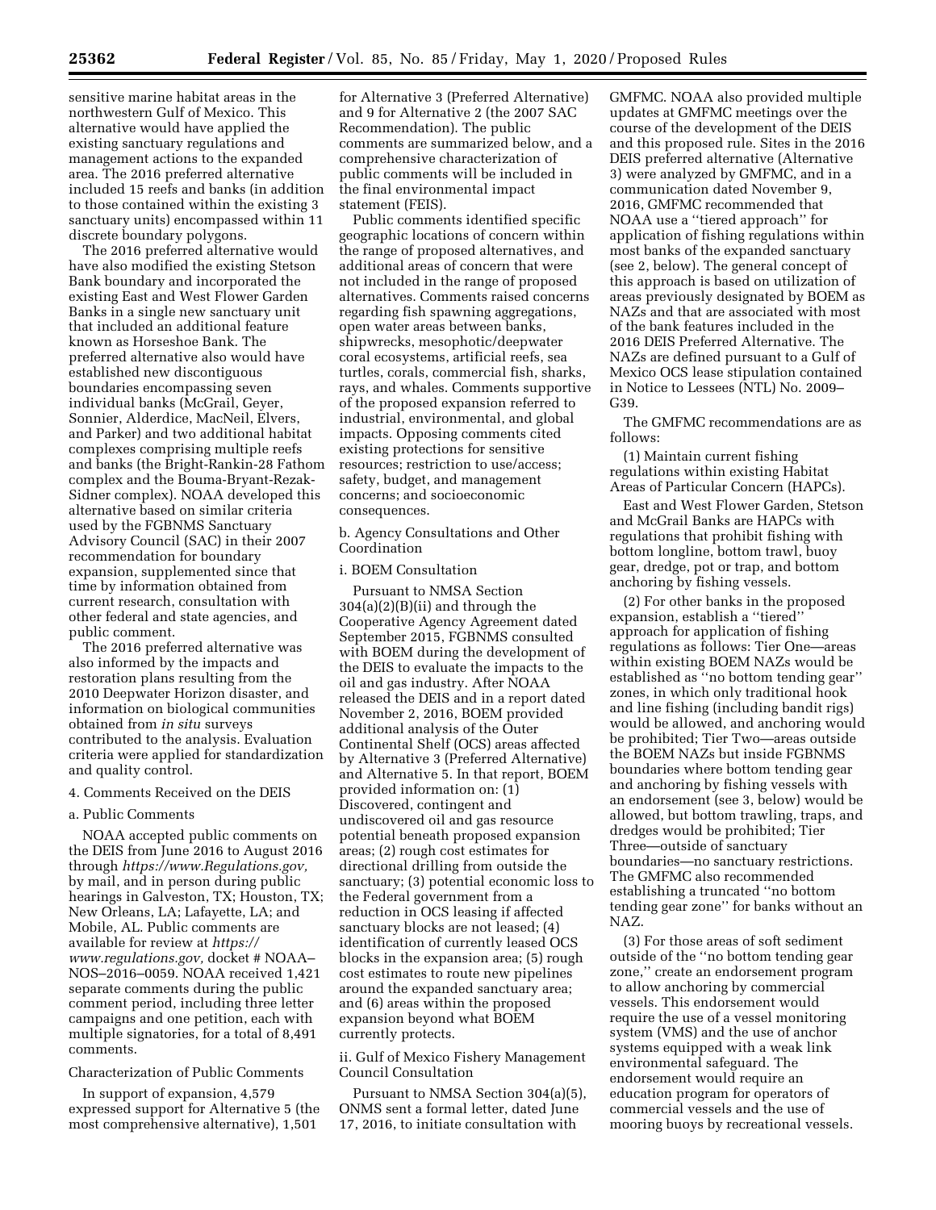sensitive marine habitat areas in the northwestern Gulf of Mexico. This alternative would have applied the existing sanctuary regulations and management actions to the expanded area. The 2016 preferred alternative included 15 reefs and banks (in addition to those contained within the existing 3 sanctuary units) encompassed within 11 discrete boundary polygons.

The 2016 preferred alternative would have also modified the existing Stetson Bank boundary and incorporated the existing East and West Flower Garden Banks in a single new sanctuary unit that included an additional feature known as Horseshoe Bank. The preferred alternative also would have established new discontiguous boundaries encompassing seven individual banks (McGrail, Geyer, Sonnier, Alderdice, MacNeil, Elvers, and Parker) and two additional habitat complexes comprising multiple reefs and banks (the Bright-Rankin-28 Fathom complex and the Bouma-Bryant-Rezak-Sidner complex). NOAA developed this alternative based on similar criteria used by the FGBNMS Sanctuary Advisory Council (SAC) in their 2007 recommendation for boundary expansion, supplemented since that time by information obtained from current research, consultation with other federal and state agencies, and public comment.

The 2016 preferred alternative was also informed by the impacts and restoration plans resulting from the 2010 Deepwater Horizon disaster, and information on biological communities obtained from *in situ* surveys contributed to the analysis. Evaluation criteria were applied for standardization and quality control.

4. Comments Received on the DEIS

a. Public Comments

NOAA accepted public comments on the DEIS from June 2016 to August 2016 through *https://www.Regulations.gov,* by mail, and in person during public hearings in Galveston, TX; Houston, TX; New Orleans, LA; Lafayette, LA; and Mobile, AL. Public comments are available for review at *https://www.regulations.gov,* docket # NOAA–NOS–2016–0059. NOAA received 1,421 separate comments during the public comment period, including three letter campaigns and one petition, each with multiple signatories, for a total of 8,491 comments.

Characterization of Public Comments

In support of expansion, 4,579 expressed support for Alternative 5 (the most comprehensive alternative), 1,501 for Alternative 3 (Preferred Alternative) and 9 for Alternative 2 (the 2007 SAC Recommendation). The public comments are summarized below, and a comprehensive characterization of public comments will be included in the final environmental impact statement (FEIS).

Public comments identified specific geographic locations of concern within the range of proposed alternatives, and additional areas of concern that were not included in the range of proposed alternatives. Comments raised concerns regarding fish spawning aggregations, open water areas between banks, shipwrecks, mesophotic/deepwater coral ecosystems, artificial reefs, sea turtles, corals, commercial fish, sharks, rays, and whales. Comments supportive of the proposed expansion referred to industrial, environmental, and global impacts. Opposing comments cited existing protections for sensitive resources; restriction to use/access; safety, budget, and management concerns; and socioeconomic consequences.

b. Agency Consultations and Other Coordination

i. BOEM Consultation

Pursuant to NMSA Section 304(a)(2)(B)(ii) and through the Cooperative Agency Agreement dated September 2015, FGBNMS consulted with BOEM during the development of the DEIS to evaluate the impacts to the oil and gas industry. After NOAA released the DEIS and in a report dated November 2, 2016, BOEM provided additional analysis of the Outer Continental Shelf (OCS) areas affected by Alternative 3 (Preferred Alternative) and Alternative 5. In that report, BOEM provided information on: (1) Discovered, contingent and undiscovered oil and gas resource potential beneath proposed expansion areas; (2) rough cost estimates for directional drilling from outside the sanctuary; (3) potential economic loss to the Federal government from a reduction in OCS leasing if affected sanctuary blocks are not leased; (4) identification of currently leased OCS blocks in the expansion area; (5) rough cost estimates to route new pipelines around the expanded sanctuary area; and (6) areas within the proposed expansion beyond what BOEM currently protects.

ii. Gulf of Mexico Fishery Management Council Consultation

Pursuant to NMSA Section 304(a)(5), ONMS sent a formal letter, dated June 17, 2016, to initiate consultation with GMFMC. NOAA also provided multiple updates at GMFMC meetings over the course of the development of the DEIS and this proposed rule. Sites in the 2016 DEIS preferred alternative (Alternative 3) were analyzed by GMFMC, and in a communication dated November 9, 2016, GMFMC recommended that NOAA use a ''tiered approach'' for application of fishing regulations within most banks of the expanded sanctuary (see 2, below). The general concept of this approach is based on utilization of areas previously designated by BOEM as NAZs and that are associated with most of the bank features included in the 2016 DEIS Preferred Alternative. The NAZs are defined pursuant to a Gulf of Mexico OCS lease stipulation contained in Notice to Lessees (NTL) No. 2009–G39.

The GMFMC recommendations are as follows:

(1) Maintain current fishing regulations within existing Habitat Areas of Particular Concern (HAPCs).

East and West Flower Garden, Stetson and McGrail Banks are HAPCs with regulations that prohibit fishing with bottom longline, bottom trawl, buoy gear, dredge, pot or trap, and bottom anchoring by fishing vessels.

(2) For other banks in the proposed expansion, establish a ''tiered'' approach for application of fishing regulations as follows: Tier One—areas within existing BOEM NAZs would be established as ''no bottom tending gear'' zones, in which only traditional hook and line fishing (including bandit rigs) would be allowed, and anchoring would be prohibited; Tier Two—areas outside the BOEM NAZs but inside FGBNMS boundaries where bottom tending gear and anchoring by fishing vessels with an endorsement (see 3, below) would be allowed, but bottom trawling, traps, and dredges would be prohibited; Tier Three—outside of sanctuary boundaries—no sanctuary restrictions. The GMFMC also recommended establishing a truncated ''no bottom tending gear zone'' for banks without an NAZ.

(3) For those areas of soft sediment outside of the ''no bottom tending gear zone,'' create an endorsement program to allow anchoring by commercial vessels. This endorsement would require the use of a vessel monitoring system (VMS) and the use of anchor systems equipped with a weak link environmental safeguard. The endorsement would require an education program for operators of commercial vessels and the use of mooring buoys by recreational vessels.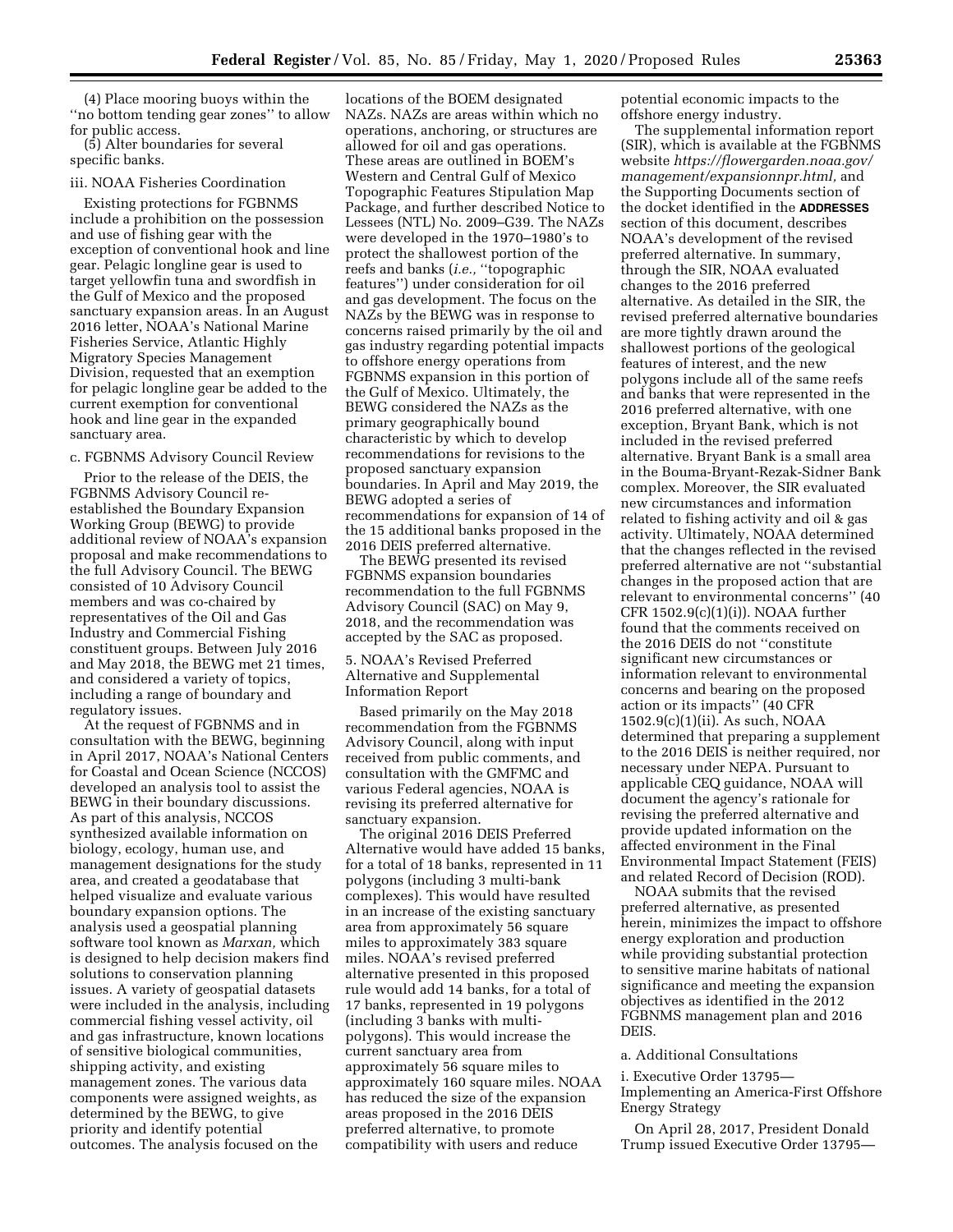(4) Place mooring buoys within the ''no bottom tending gear zones'' to allow for public access.

(5) Alter boundaries for several specific banks.

iii. NOAA Fisheries Coordination

Existing protections for FGBNMS include a prohibition on the possession and use of fishing gear with the exception of conventional hook and line gear. Pelagic longline gear is used to target yellowfin tuna and swordfish in the Gulf of Mexico and the proposed sanctuary expansion areas. In an August 2016 letter, NOAA's National Marine Fisheries Service, Atlantic Highly Migratory Species Management Division, requested that an exemption for pelagic longline gear be added to the current exemption for conventional hook and line gear in the expanded sanctuary area.

c. FGBNMS Advisory Council Review

Prior to the release of the DEIS, the FGBNMS Advisory Council re-established the Boundary Expansion Working Group (BEWG) to provide additional review of NOAA's expansion proposal and make recommendations to the full Advisory Council. The BEWG consisted of 10 Advisory Council members and was co-chaired by representatives of the Oil and Gas Industry and Commercial Fishing constituent groups. Between July 2016 and May 2018, the BEWG met 21 times, and considered a variety of topics, including a range of boundary and regulatory issues.

At the request of FGBNMS and in consultation with the BEWG, beginning in April 2017, NOAA's National Centers for Coastal and Ocean Science (NCCOS) developed an analysis tool to assist the BEWG in their boundary discussions. As part of this analysis, NCCOS synthesized available information on biology, ecology, human use, and management designations for the study area, and created a geodatabase that helped visualize and evaluate various boundary expansion options. The analysis used a geospatial planning software tool known as *Marxan,* which is designed to help decision makers find solutions to conservation planning issues. A variety of geospatial datasets were included in the analysis, including commercial fishing vessel activity, oil and gas infrastructure, known locations of sensitive biological communities, shipping activity, and existing management zones. The various data components were assigned weights, as determined by the BEWG, to give priority and identify potential outcomes. The analysis focused on the locations of the BOEM designated NAZs. NAZs are areas within which no operations, anchoring, or structures are allowed for oil and gas operations. These areas are outlined in BOEM's Western and Central Gulf of Mexico Topographic Features Stipulation Map Package, and further described Notice to Lessees (NTL) No. 2009–G39. The NAZs were developed in the 1970–1980's to protect the shallowest portion of the reefs and banks (*i.e.,* ''topographic features'') under consideration for oil and gas development. The focus on the NAZs by the BEWG was in response to concerns raised primarily by the oil and gas industry regarding potential impacts to offshore energy operations from FGBNMS expansion in this portion of the Gulf of Mexico. Ultimately, the BEWG considered the NAZs as the primary geographically bound characteristic by which to develop recommendations for revisions to the proposed sanctuary expansion boundaries. In April and May 2019, the BEWG adopted a series of recommendations for expansion of 14 of the 15 additional banks proposed in the 2016 DEIS preferred alternative.

The BEWG presented its revised FGBNMS expansion boundaries recommendation to the full FGBNMS Advisory Council (SAC) on May 9, 2018, and the recommendation was accepted by the SAC as proposed.

5. NOAA's Revised Preferred Alternative and Supplemental Information Report

Based primarily on the May 2018 recommendation from the FGBNMS Advisory Council, along with input received from public comments, and consultation with the GMFMC and various Federal agencies, NOAA is revising its preferred alternative for sanctuary expansion.

The original 2016 DEIS Preferred Alternative would have added 15 banks, for a total of 18 banks, represented in 11 polygons (including 3 multi-bank complexes). This would have resulted in an increase of the existing sanctuary area from approximately 56 square miles to approximately 383 square miles. NOAA's revised preferred alternative presented in this proposed rule would add 14 banks, for a total of 17 banks, represented in 19 polygons (including 3 banks with multi-polygons). This would increase the current sanctuary area from approximately 56 square miles to approximately 160 square miles. NOAA has reduced the size of the expansion areas proposed in the 2016 DEIS preferred alternative, to promote compatibility with users and reduce potential economic impacts to the offshore energy industry.

The supplemental information report (SIR), which is available at the FGBNMS website *https://flowergarden.noaa.gov/management/expansionnpr.html,* and the Supporting Documents section of the docket identified in the **ADDRESSES** section of this document, describes NOAA's development of the revised preferred alternative. In summary, through the SIR, NOAA evaluated changes to the 2016 preferred alternative. As detailed in the SIR, the revised preferred alternative boundaries are more tightly drawn around the shallowest portions of the geological features of interest, and the new polygons include all of the same reefs and banks that were represented in the 2016 preferred alternative, with one exception, Bryant Bank, which is not included in the revised preferred alternative. Bryant Bank is a small area in the Bouma-Bryant-Rezak-Sidner Bank complex. Moreover, the SIR evaluated new circumstances and information related to fishing activity and oil & gas activity. Ultimately, NOAA determined that the changes reflected in the revised preferred alternative are not ''substantial changes in the proposed action that are relevant to environmental concerns'' (40 CFR 1502.9(c)(1)(i)). NOAA further found that the comments received on the 2016 DEIS do not ''constitute significant new circumstances or information relevant to environmental concerns and bearing on the proposed action or its impacts'' (40 CFR 1502.9(c)(1)(ii). As such, NOAA determined that preparing a supplement to the 2016 DEIS is neither required, nor necessary under NEPA. Pursuant to applicable CEQ guidance, NOAA will document the agency's rationale for revising the preferred alternative and provide updated information on the affected environment in the Final Environmental Impact Statement (FEIS) and related Record of Decision (ROD).

NOAA submits that the revised preferred alternative, as presented herein, minimizes the impact to offshore energy exploration and production while providing substantial protection to sensitive marine habitats of national significance and meeting the expansion objectives as identified in the 2012 FGBNMS management plan and 2016 DEIS.

a. Additional Consultations

i. Executive Order 13795—Implementing an America-First Offshore Energy Strategy

On April 28, 2017, President Donald Trump issued Executive Order 13795—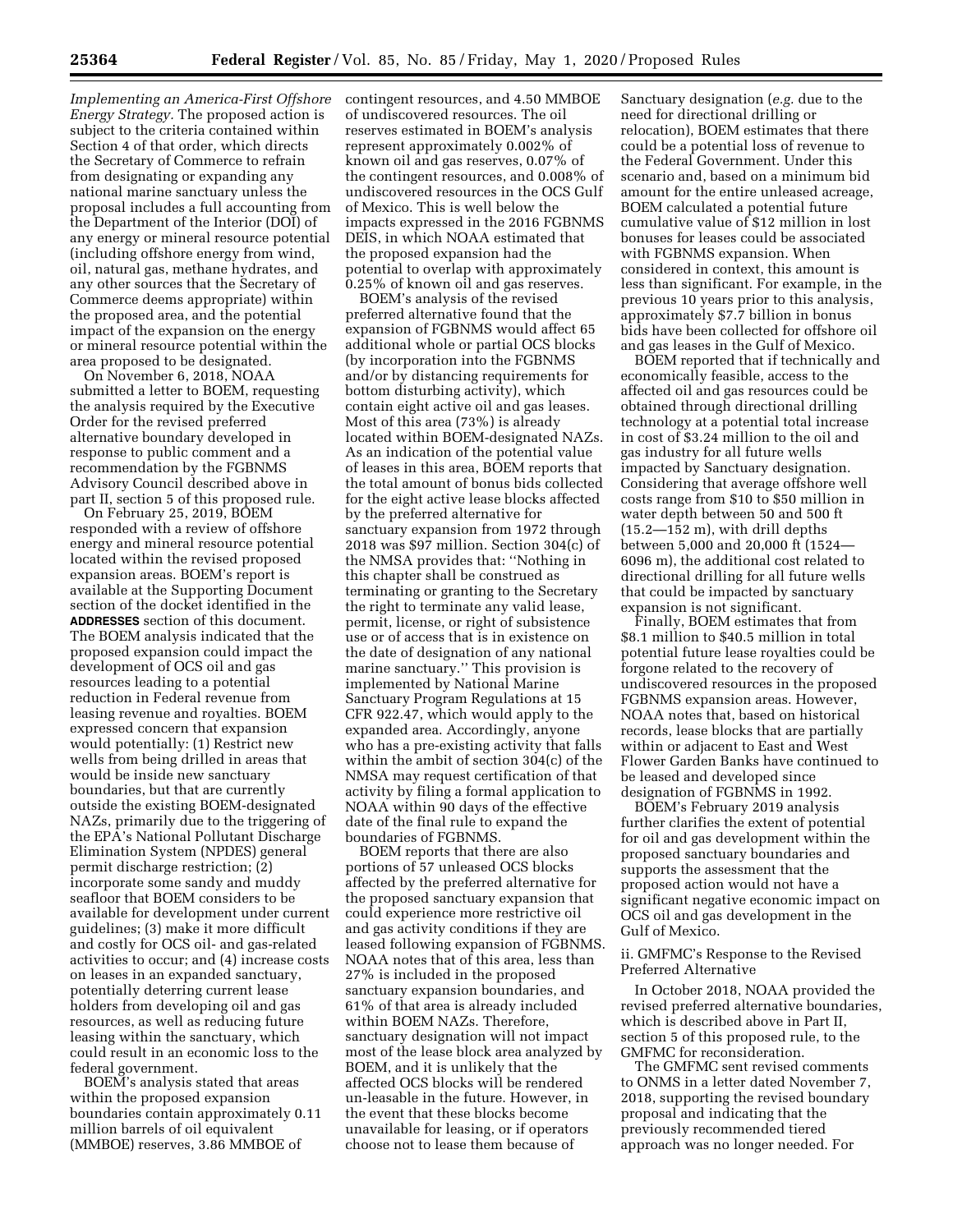*Implementing an America-First Offshore Energy Strategy.* The proposed action is subject to the criteria contained within Section 4 of that order, which directs the Secretary of Commerce to refrain from designating or expanding any national marine sanctuary unless the proposal includes a full accounting from the Department of the Interior (DOI) of any energy or mineral resource potential (including offshore energy from wind, oil, natural gas, methane hydrates, and any other sources that the Secretary of Commerce deems appropriate) within the proposed area, and the potential impact of the expansion on the energy or mineral resource potential within the area proposed to be designated.

On November 6, 2018, NOAA submitted a letter to BOEM, requesting the analysis required by the Executive Order for the revised preferred alternative boundary developed in response to public comment and a recommendation by the FGBNMS Advisory Council described above in part II, section 5 of this proposed rule.

On February 25, 2019, BOEM responded with a review of offshore energy and mineral resource potential located within the revised proposed expansion areas. BOEM's report is available at the Supporting Document section of the docket identified in the **ADDRESSES** section of this document. The BOEM analysis indicated that the proposed expansion could impact the development of OCS oil and gas resources leading to a potential reduction in Federal revenue from leasing revenue and royalties. BOEM expressed concern that expansion would potentially: (1) Restrict new wells from being drilled in areas that would be inside new sanctuary boundaries, but that are currently outside the existing BOEM-designated NAZs, primarily due to the triggering of the EPA's National Pollutant Discharge Elimination System (NPDES) general permit discharge restriction; (2) incorporate some sandy and muddy seafloor that BOEM considers to be available for development under current guidelines; (3) make it more difficult and costly for OCS oil- and gas-related activities to occur; and (4) increase costs on leases in an expanded sanctuary, potentially deterring current lease holders from developing oil and gas resources, as well as reducing future leasing within the sanctuary, which could result in an economic loss to the federal government.

BOEM's analysis stated that areas within the proposed expansion boundaries contain approximately 0.11 million barrels of oil equivalent (MMBOE) reserves, 3.86 MMBOE of contingent resources, and 4.50 MMBOE of undiscovered resources. The oil reserves estimated in BOEM's analysis represent approximately 0.002% of known oil and gas reserves, 0.07% of the contingent resources, and 0.008% of undiscovered resources in the OCS Gulf of Mexico. This is well below the impacts expressed in the 2016 FGBNMS DEIS, in which NOAA estimated that the proposed expansion had the potential to overlap with approximately 0.25% of known oil and gas reserves.

BOEM's analysis of the revised preferred alternative found that the expansion of FGBNMS would affect 65 additional whole or partial OCS blocks (by incorporation into the FGBNMS and/or by distancing requirements for bottom disturbing activity), which contain eight active oil and gas leases. Most of this area (73%) is already located within BOEM-designated NAZs. As an indication of the potential value of leases in this area, BOEM reports that the total amount of bonus bids collected for the eight active lease blocks affected by the preferred alternative for sanctuary expansion from 1972 through 2018 was $97 million. Section 304(c) of the NMSA provides that: "Nothing in this chapter shall be construed as terminating or granting to the Secretary the right to terminate any valid lease, permit, license, or right of subsistence use or of access that is in existence on the date of designation of any national marine sanctuary." This provision is implemented by National Marine Sanctuary Program Regulations at 15 CFR 922.47, which would apply to the expanded area. Accordingly, anyone who has a pre-existing activity that falls within the ambit of section 304(c) of the NMSA may request certification of that activity by filing a formal application to NOAA within 90 days of the effective date of the final rule to expand the boundaries of FGBNMS.

BOEM reports that there are also portions of 57 unleased OCS blocks affected by the preferred alternative for the proposed sanctuary expansion that could experience more restrictive oil and gas activity conditions if they are leased following expansion of FGBNMS. NOAA notes that of this area, less than 27% is included in the proposed sanctuary expansion boundaries, and 61% of that area is already included within BOEM NAZs. Therefore, sanctuary designation will not impact most of the lease block area analyzed by BOEM, and it is unlikely that the affected OCS blocks will be rendered un-leasable in the future. However, in the event that these blocks become unavailable for leasing, or if operators choose not to lease them because of Sanctuary designation (*e.g.* due to the need for directional drilling or relocation), BOEM estimates that there could be a potential loss of revenue to the Federal Government. Under this scenario and, based on a minimum bid amount for the entire unleased acreage, BOEM calculated a potential future cumulative value of $12 million in lost bonuses for leases could be associated with FGBNMS expansion. When considered in context, this amount is less than significant. For example, in the previous 10 years prior to this analysis, approximately $7.7 billion in bonus bids have been collected for offshore oil and gas leases in the Gulf of Mexico.

BOEM reported that if technically and economically feasible, access to the affected oil and gas resources could be obtained through directional drilling technology at a potential total increase in cost of $3.24 million to the oil and gas industry for all future wells impacted by Sanctuary designation. Considering that average offshore well costs range from $10 to $50 million in water depth between 50 and 500 ft (15.2—152 m), with drill depths between 5,000 and 20,000 ft (1524—6096 m), the additional cost related to directional drilling for all future wells that could be impacted by sanctuary expansion is not significant.

Finally, BOEM estimates that from $8.1 million to $40.5 million in total potential future lease royalties could be forgone related to the recovery of undiscovered resources in the proposed FGBNMS expansion areas. However, NOAA notes that, based on historical records, lease blocks that are partially within or adjacent to East and West Flower Garden Banks have continued to be leased and developed since designation of FGBNMS in 1992.

BOEM's February 2019 analysis further clarifies the extent of potential for oil and gas development within the proposed sanctuary boundaries and supports the assessment that the proposed action would not have a significant negative economic impact on OCS oil and gas development in the Gulf of Mexico.

ii. GMFMC's Response to the Revised Preferred Alternative

In October 2018, NOAA provided the revised preferred alternative boundaries, which is described above in Part II, section 5 of this proposed rule, to the GMFMC for reconsideration.

The GMFMC sent revised comments to ONMS in a letter dated November 7, 2018, supporting the revised boundary proposal and indicating that the previously recommended tiered approach was no longer needed. For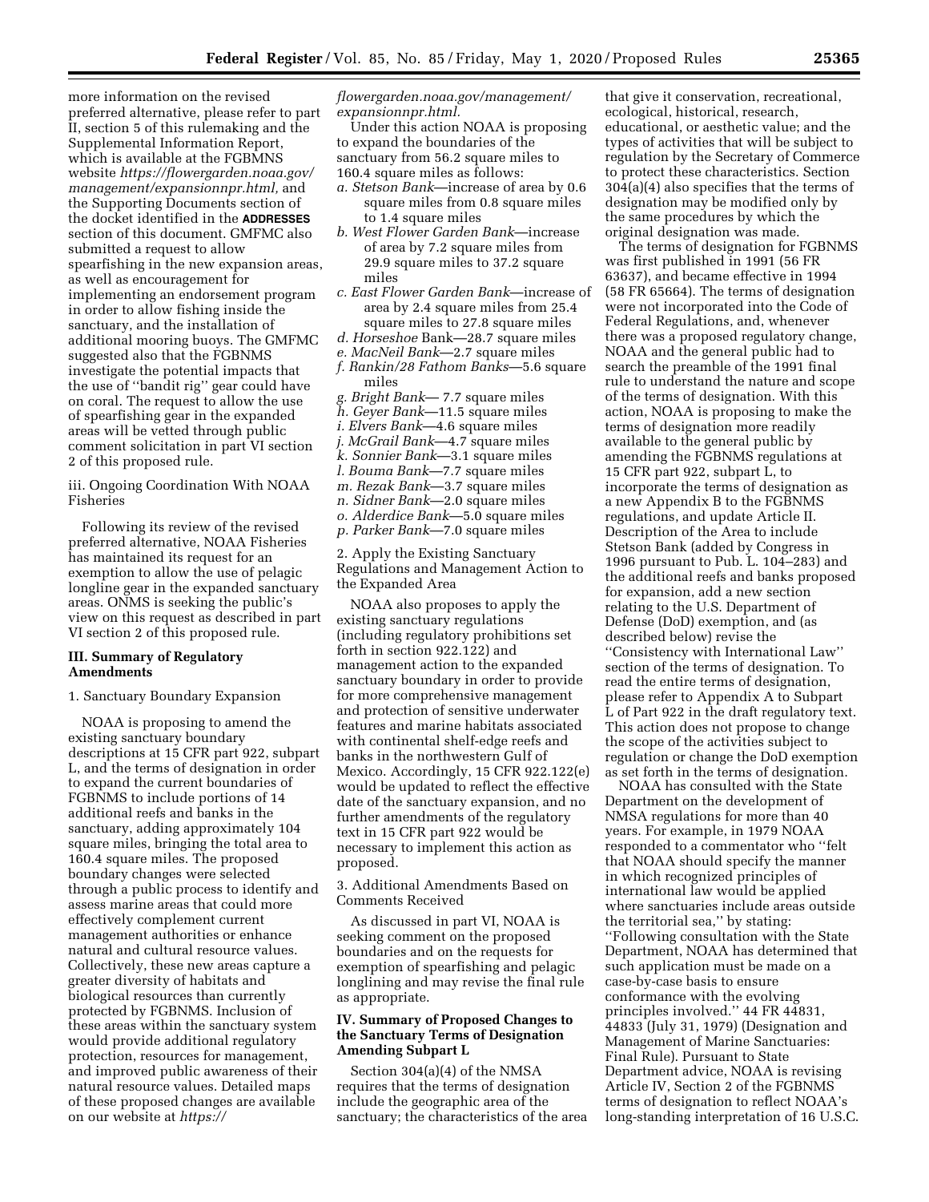more information on the revised preferred alternative, please refer to part II, section 5 of this rulemaking and the Supplemental Information Report, which is available at the FGBMNS website *https://flowergarden.noaa.gov/management/expansionnpr.html,* and the Supporting Documents section of the docket identified in the **ADDRESSES** section of this document. GMFMC also submitted a request to allow spearfishing in the new expansion areas, as well as encouragement for implementing an endorsement program in order to allow fishing inside the sanctuary, and the installation of additional mooring buoys. The GMFMC suggested also that the FGBNMS investigate the potential impacts that the use of ''bandit rig'' gear could have on coral. The request to allow the use of spearfishing gear in the expanded areas will be vetted through public comment solicitation in part VI section 2 of this proposed rule.

iii. Ongoing Coordination With NOAA Fisheries

Following its review of the revised preferred alternative, NOAA Fisheries has maintained its request for an exemption to allow the use of pelagic longline gear in the expanded sanctuary areas. ONMS is seeking the public's view on this request as described in part VI section 2 of this proposed rule.

## III. Summary of Regulatory Amendments

1. Sanctuary Boundary Expansion

NOAA is proposing to amend the existing sanctuary boundary descriptions at 15 CFR part 922, subpart L, and the terms of designation in order to expand the current boundaries of FGBNMS to include portions of 14 additional reefs and banks in the sanctuary, adding approximately 104 square miles, bringing the total area to 160.4 square miles. The proposed boundary changes were selected through a public process to identify and assess marine areas that could more effectively complement current management authorities or enhance natural and cultural resource values. Collectively, these new areas capture a greater diversity of habitats and biological resources than currently protected by FGBNMS. Inclusion of these areas within the sanctuary system would provide additional regulatory protection, resources for management, and improved public awareness of their natural resource values. Detailed maps of these proposed changes are available on our website at *https://flowergarden.noaa.gov/management/expansionnpr.html.*

Under this action NOAA is proposing to expand the boundaries of the sanctuary from 56.2 square miles to 160.4 square miles as follows:

*a. Stetson Bank*—increase of area by 0.6 square miles from 0.8 square miles to 1.4 square miles
*b. West Flower Garden Bank*—increase of area by 7.2 square miles from 29.9 square miles to 37.2 square miles
*c. East Flower Garden Bank*—increase of area by 2.4 square miles from 25.4 square miles to 27.8 square miles
*d. Horseshoe* Bank—28.7 square miles
*e. MacNeil Bank*—2.7 square miles
*f. Rankin/28 Fathom Banks*—5.6 square miles
*g. Bright Bank*— 7.7 square miles
*h. Geyer Bank*—11.5 square miles
*i. Elvers Bank*—4.6 square miles
*j. McGrail Bank*—4.7 square miles
*k. Sonnier Bank*—3.1 square miles
*l. Bouma Bank*—7.7 square miles
*m. Rezak Bank*—3.7 square miles
*n. Sidner Bank*—2.0 square miles
*o. Alderdice Bank*—5.0 square miles
*p. Parker Bank*—7.0 square miles

2. Apply the Existing Sanctuary Regulations and Management Action to the Expanded Area

NOAA also proposes to apply the existing sanctuary regulations (including regulatory prohibitions set forth in section 922.122) and management action to the expanded sanctuary boundary in order to provide for more comprehensive management and protection of sensitive underwater features and marine habitats associated with continental shelf-edge reefs and banks in the northwestern Gulf of Mexico. Accordingly, 15 CFR 922.122(e) would be updated to reflect the effective date of the sanctuary expansion, and no further amendments of the regulatory text in 15 CFR part 922 would be necessary to implement this action as proposed.

3. Additional Amendments Based on Comments Received

As discussed in part VI, NOAA is seeking comment on the proposed boundaries and on the requests for exemption of spearfishing and pelagic longlining and may revise the final rule as appropriate.

## IV. Summary of Proposed Changes to the Sanctuary Terms of Designation Amending Subpart L

Section 304(a)(4) of the NMSA requires that the terms of designation include the geographic area of the sanctuary; the characteristics of the area that give it conservation, recreational, ecological, historical, research, educational, or aesthetic value; and the types of activities that will be subject to regulation by the Secretary of Commerce to protect these characteristics. Section 304(a)(4) also specifies that the terms of designation may be modified only by the same procedures by which the original designation was made.

The terms of designation for FGBNMS was first published in 1991 (56 FR 63637), and became effective in 1994 (58 FR 65664). The terms of designation were not incorporated into the Code of Federal Regulations, and, whenever there was a proposed regulatory change, NOAA and the general public had to search the preamble of the 1991 final rule to understand the nature and scope of the terms of designation. With this action, NOAA is proposing to make the terms of designation more readily available to the general public by amending the FGBNMS regulations at 15 CFR part 922, subpart L, to incorporate the terms of designation as a new Appendix B to the FGBNMS regulations, and update Article II. Description of the Area to include Stetson Bank (added by Congress in 1996 pursuant to Pub. L. 104–283) and the additional reefs and banks proposed for expansion, add a new section relating to the U.S. Department of Defense (DoD) exemption, and (as described below) revise the ''Consistency with International Law'' section of the terms of designation. To read the entire terms of designation, please refer to Appendix A to Subpart L of Part 922 in the draft regulatory text. This action does not propose to change the scope of the activities subject to regulation or change the DoD exemption as set forth in the terms of designation.

NOAA has consulted with the State Department on the development of NMSA regulations for more than 40 years. For example, in 1979 NOAA responded to a commentator who ''felt that NOAA should specify the manner in which recognized principles of international law would be applied where sanctuaries include areas outside the territorial sea,'' by stating: ''Following consultation with the State Department, NOAA has determined that such application must be made on a case-by-case basis to ensure conformance with the evolving principles involved.'' 44 FR 44831, 44833 (July 31, 1979) (Designation and Management of Marine Sanctuaries: Final Rule). Pursuant to State Department advice, NOAA is revising Article IV, Section 2 of the FGBNMS terms of designation to reflect NOAA's long-standing interpretation of 16 U.S.C.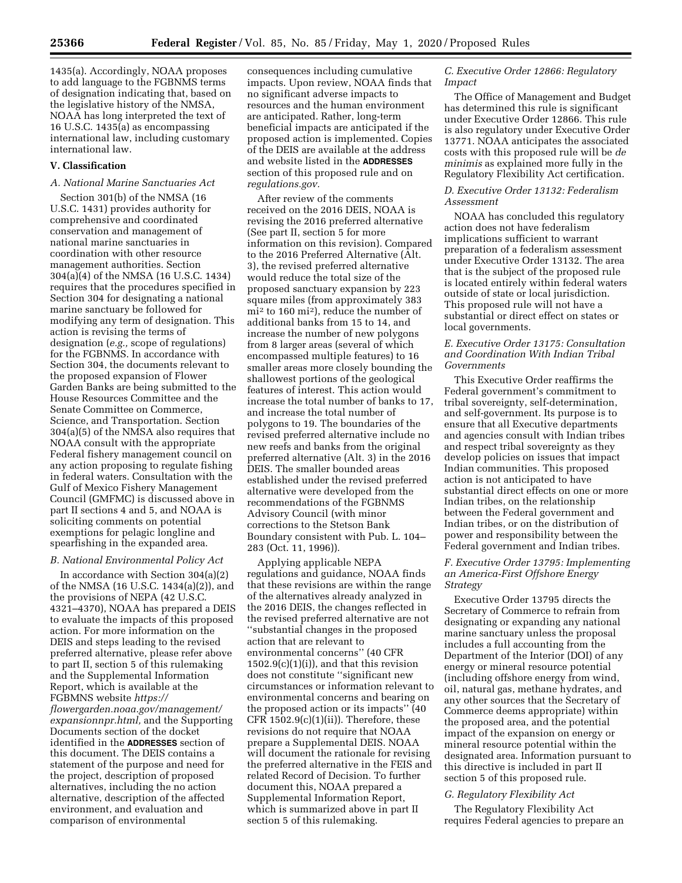1435(a). Accordingly, NOAA proposes to add language to the FGBNMS terms of designation indicating that, based on the legislative history of the NMSA, NOAA has long interpreted the text of 16 U.S.C. 1435(a) as encompassing international law, including customary international law.

## V. Classification

### A. National Marine Sanctuaries Act

Section 301(b) of the NMSA (16 U.S.C. 1431) provides authority for comprehensive and coordinated conservation and management of national marine sanctuaries in coordination with other resource management authorities. Section 304(a)(4) of the NMSA (16 U.S.C. 1434) requires that the procedures specified in Section 304 for designating a national marine sanctuary be followed for modifying any term of designation. This action is revising the terms of designation (*e.g.,* scope of regulations) for the FGBNMS. In accordance with Section 304, the documents relevant to the proposed expansion of Flower Garden Banks are being submitted to the House Resources Committee and the Senate Committee on Commerce, Science, and Transportation. Section 304(a)(5) of the NMSA also requires that NOAA consult with the appropriate Federal fishery management council on any action proposing to regulate fishing in federal waters. Consultation with the Gulf of Mexico Fishery Management Council (GMFMC) is discussed above in part II sections 4 and 5, and NOAA is soliciting comments on potential exemptions for pelagic longline and spearfishing in the expanded area.

### B. National Environmental Policy Act

In accordance with Section 304(a)(2) of the NMSA (16 U.S.C. 1434(a)(2)), and the provisions of NEPA (42 U.S.C. 4321–4370), NOAA has prepared a DEIS to evaluate the impacts of this proposed action. For more information on the DEIS and steps leading to the revised preferred alternative, please refer above to part II, section 5 of this rulemaking and the Supplemental Information Report, which is available at the FGBMNS website *https://flowergarden.noaa.gov/management/expansionnpr.html,* and the Supporting Documents section of the docket identified in the **ADDRESSES** section of this document. The DEIS contains a statement of the purpose and need for the project, description of proposed alternatives, including the no action alternative, description of the affected environment, and evaluation and comparison of environmental consequences including cumulative impacts. Upon review, NOAA finds that no significant adverse impacts to resources and the human environment are anticipated. Rather, long-term beneficial impacts are anticipated if the proposed action is implemented. Copies of the DEIS are available at the address and website listed in the **ADDRESSES** section of this proposed rule and on *regulations.gov.*

After review of the comments received on the 2016 DEIS, NOAA is revising the 2016 preferred alternative (See part II, section 5 for more information on this revision). Compared to the 2016 Preferred Alternative (Alt. 3), the revised preferred alternative would reduce the total size of the proposed sanctuary expansion by 223 square miles (from approximately 383 mi$^2$ to 160 mi$^2$), reduce the number of additional banks from 15 to 14, and increase the number of new polygons from 8 larger areas (several of which encompassed multiple features) to 16 smaller areas more closely bounding the shallowest portions of the geological features of interest. This action would increase the total number of banks to 17, and increase the total number of polygons to 19. The boundaries of the revised preferred alternative include no new reefs and banks from the original preferred alternative (Alt. 3) in the 2016 DEIS. The smaller bounded areas established under the revised preferred alternative were developed from the recommendations of the FGBNMS Advisory Council (with minor corrections to the Stetson Bank Boundary consistent with Pub. L. 104–283 (Oct. 11, 1996)).

Applying applicable NEPA regulations and guidance, NOAA finds that these revisions are within the range of the alternatives already analyzed in the 2016 DEIS, the changes reflected in the revised preferred alternative are not ''substantial changes in the proposed action that are relevant to environmental concerns'' (40 CFR 1502.9(c)(1)(i)), and that this revision does not constitute ''significant new circumstances or information relevant to environmental concerns and bearing on the proposed action or its impacts'' (40 CFR 1502.9(c)(1)(ii)). Therefore, these revisions do not require that NOAA prepare a Supplemental DEIS. NOAA will document the rationale for revising the preferred alternative in the FEIS and related Record of Decision. To further document this, NOAA prepared a Supplemental Information Report, which is summarized above in part II section 5 of this rulemaking.

### C. Executive Order 12866: Regulatory Impact

The Office of Management and Budget has determined this rule is significant under Executive Order 12866. This rule is also regulatory under Executive Order 13771. NOAA anticipates the associated costs with this proposed rule will be *de minimis* as explained more fully in the Regulatory Flexibility Act certification.

### D. Executive Order 13132: Federalism Assessment

NOAA has concluded this regulatory action does not have federalism implications sufficient to warrant preparation of a federalism assessment under Executive Order 13132. The area that is the subject of the proposed rule is located entirely within federal waters outside of state or local jurisdiction. This proposed rule will not have a substantial or direct effect on states or local governments.

### E. Executive Order 13175: Consultation and Coordination With Indian Tribal Governments

This Executive Order reaffirms the Federal government's commitment to tribal sovereignty, self-determination, and self-government. Its purpose is to ensure that all Executive departments and agencies consult with Indian tribes and respect tribal sovereignty as they develop policies on issues that impact Indian communities. This proposed action is not anticipated to have substantial direct effects on one or more Indian tribes, on the relationship between the Federal government and Indian tribes, or on the distribution of power and responsibility between the Federal government and Indian tribes.

### F. Executive Order 13795: Implementing an America-First Offshore Energy Strategy

Executive Order 13795 directs the Secretary of Commerce to refrain from designating or expanding any national marine sanctuary unless the proposal includes a full accounting from the Department of the Interior (DOI) of any energy or mineral resource potential (including offshore energy from wind, oil, natural gas, methane hydrates, and any other sources that the Secretary of Commerce deems appropriate) within the proposed area, and the potential impact of the expansion on energy or mineral resource potential within the designated area. Information pursuant to this directive is included in part II section 5 of this proposed rule.

### G. Regulatory Flexibility Act

The Regulatory Flexibility Act requires Federal agencies to prepare an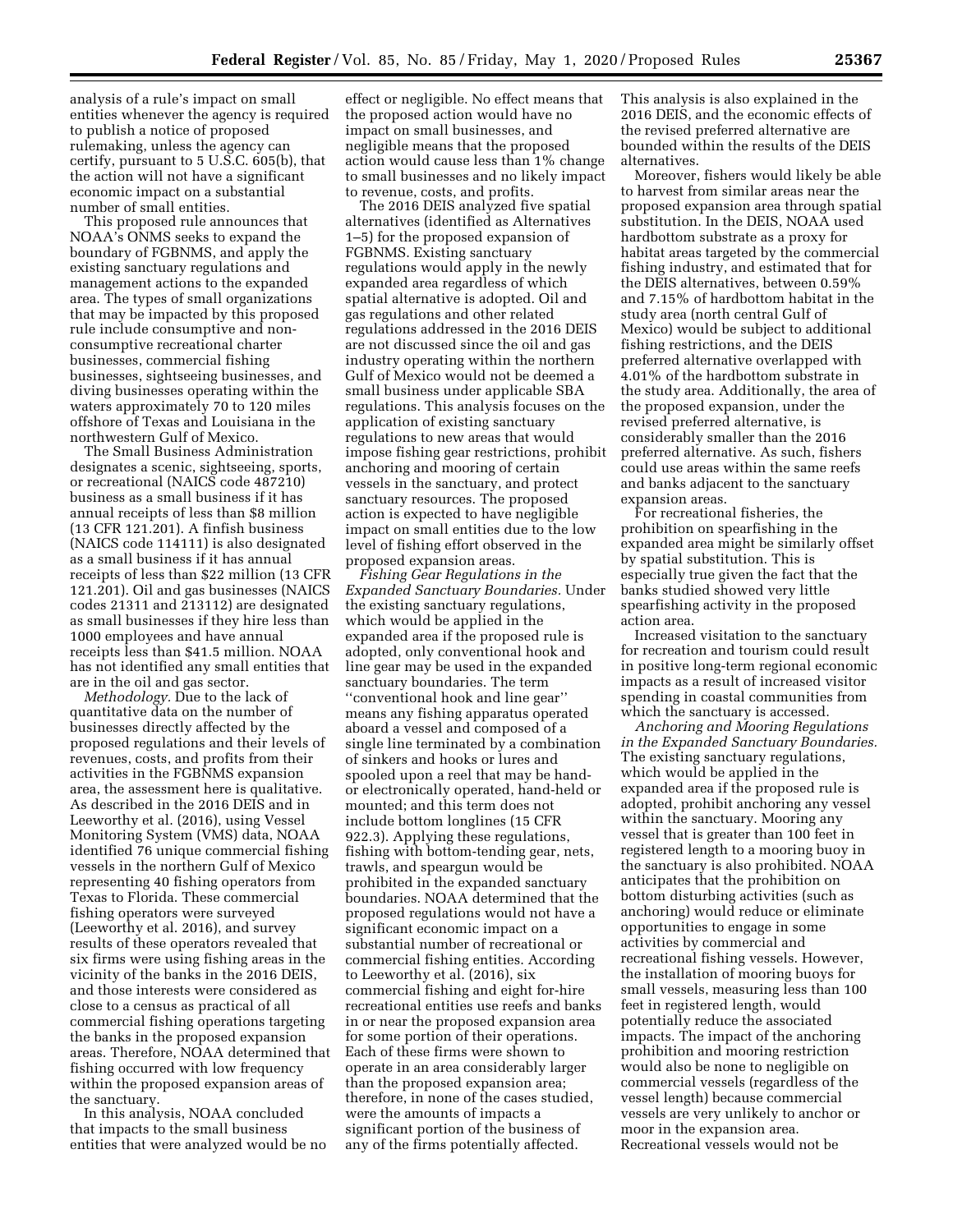analysis of a rule's impact on small entities whenever the agency is required to publish a notice of proposed rulemaking, unless the agency can certify, pursuant to 5 U.S.C. 605(b), that the action will not have a significant economic impact on a substantial number of small entities.

This proposed rule announces that NOAA's ONMS seeks to expand the boundary of FGBNMS, and apply the existing sanctuary regulations and management actions to the expanded area. The types of small organizations that may be impacted by this proposed rule include consumptive and non-consumptive recreational charter businesses, commercial fishing businesses, sightseeing businesses, and diving businesses operating within the waters approximately 70 to 120 miles offshore of Texas and Louisiana in the northwestern Gulf of Mexico.

The Small Business Administration designates a scenic, sightseeing, sports, or recreational (NAICS code 487210) business as a small business if it has annual receipts of less than $8 million (13 CFR 121.201). A finfish business (NAICS code 114111) is also designated as a small business if it has annual receipts of less than $22 million (13 CFR 121.201). Oil and gas businesses (NAICS codes 21311 and 213112) are designated as small businesses if they hire less than 1000 employees and have annual receipts less than $41.5 million. NOAA has not identified any small entities that are in the oil and gas sector.

*Methodology.* Due to the lack of quantitative data on the number of businesses directly affected by the proposed regulations and their levels of revenues, costs, and profits from their activities in the FGBNMS expansion area, the assessment here is qualitative. As described in the 2016 DEIS and in Leeworthy et al. (2016), using Vessel Monitoring System (VMS) data, NOAA identified 76 unique commercial fishing vessels in the northern Gulf of Mexico representing 40 fishing operators from Texas to Florida. These commercial fishing operators were surveyed (Leeworthy et al. 2016), and survey results of these operators revealed that six firms were using fishing areas in the vicinity of the banks in the 2016 DEIS, and those interests were considered as close to a census as practical of all commercial fishing operations targeting the banks in the proposed expansion areas. Therefore, NOAA determined that fishing occurred with low frequency within the proposed expansion areas of the sanctuary.

In this analysis, NOAA concluded that impacts to the small business entities that were analyzed would be no effect or negligible. No effect means that the proposed action would have no impact on small businesses, and negligible means that the proposed action would cause less than 1% change to small businesses and no likely impact to revenue, costs, and profits.

The 2016 DEIS analyzed five spatial alternatives (identified as Alternatives 1–5) for the proposed expansion of FGBNMS. Existing sanctuary regulations would apply in the newly expanded area regardless of which spatial alternative is adopted. Oil and gas regulations and other related regulations addressed in the 2016 DEIS are not discussed since the oil and gas industry operating within the northern Gulf of Mexico would not be deemed a small business under applicable SBA regulations. This analysis focuses on the application of existing sanctuary regulations to new areas that would impose fishing gear restrictions, prohibit anchoring and mooring of certain vessels in the sanctuary, and protect sanctuary resources. The proposed action is expected to have negligible impact on small entities due to the low level of fishing effort observed in the proposed expansion areas.

*Fishing Gear Regulations in the Expanded Sanctuary Boundaries.* Under the existing sanctuary regulations, which would be applied in the expanded area if the proposed rule is adopted, only conventional hook and line gear may be used in the expanded sanctuary boundaries. The term ''conventional hook and line gear'' means any fishing apparatus operated aboard a vessel and composed of a single line terminated by a combination of sinkers and hooks or lures and spooled upon a reel that may be hand- or electronically operated, hand-held or mounted; and this term does not include bottom longlines (15 CFR 922.3). Applying these regulations, fishing with bottom-tending gear, nets, trawls, and speargun would be prohibited in the expanded sanctuary boundaries. NOAA determined that the proposed regulations would not have a significant economic impact on a substantial number of recreational or commercial fishing entities. According to Leeworthy et al. (2016), six commercial fishing and eight for-hire recreational entities use reefs and banks in or near the proposed expansion area for some portion of their operations. Each of these firms were shown to operate in an area considerably larger than the proposed expansion area; therefore, in none of the cases studied, were the amounts of impacts a significant portion of the business of any of the firms potentially affected. This analysis is also explained in the 2016 DEIS, and the economic effects of the revised preferred alternative are bounded within the results of the DEIS alternatives.

Moreover, fishers would likely be able to harvest from similar areas near the proposed expansion area through spatial substitution. In the DEIS, NOAA used hardbottom substrate as a proxy for habitat areas targeted by the commercial fishing industry, and estimated that for the DEIS alternatives, between 0.59% and 7.15% of hardbottom habitat in the study area (north central Gulf of Mexico) would be subject to additional fishing restrictions, and the DEIS preferred alternative overlapped with 4.01% of the hardbottom substrate in the study area. Additionally, the area of the proposed expansion, under the revised preferred alternative, is considerably smaller than the 2016 preferred alternative. As such, fishers could use areas within the same reefs and banks adjacent to the sanctuary expansion areas.

For recreational fisheries, the prohibition on spearfishing in the expanded area might be similarly offset by spatial substitution. This is especially true given the fact that the banks studied showed very little spearfishing activity in the proposed action area.

Increased visitation to the sanctuary for recreation and tourism could result in positive long-term regional economic impacts as a result of increased visitor spending in coastal communities from which the sanctuary is accessed.

*Anchoring and Mooring Regulations in the Expanded Sanctuary Boundaries.* The existing sanctuary regulations, which would be applied in the expanded area if the proposed rule is adopted, prohibit anchoring any vessel within the sanctuary. Mooring any vessel that is greater than 100 feet in registered length to a mooring buoy in the sanctuary is also prohibited. NOAA anticipates that the prohibition on bottom disturbing activities (such as anchoring) would reduce or eliminate opportunities to engage in some activities by commercial and recreational fishing vessels. However, the installation of mooring buoys for small vessels, measuring less than 100 feet in registered length, would potentially reduce the associated impacts. The impact of the anchoring prohibition and mooring restriction would also be none to negligible on commercial vessels (regardless of the vessel length) because commercial vessels are very unlikely to anchor or moor in the expansion area. Recreational vessels would not be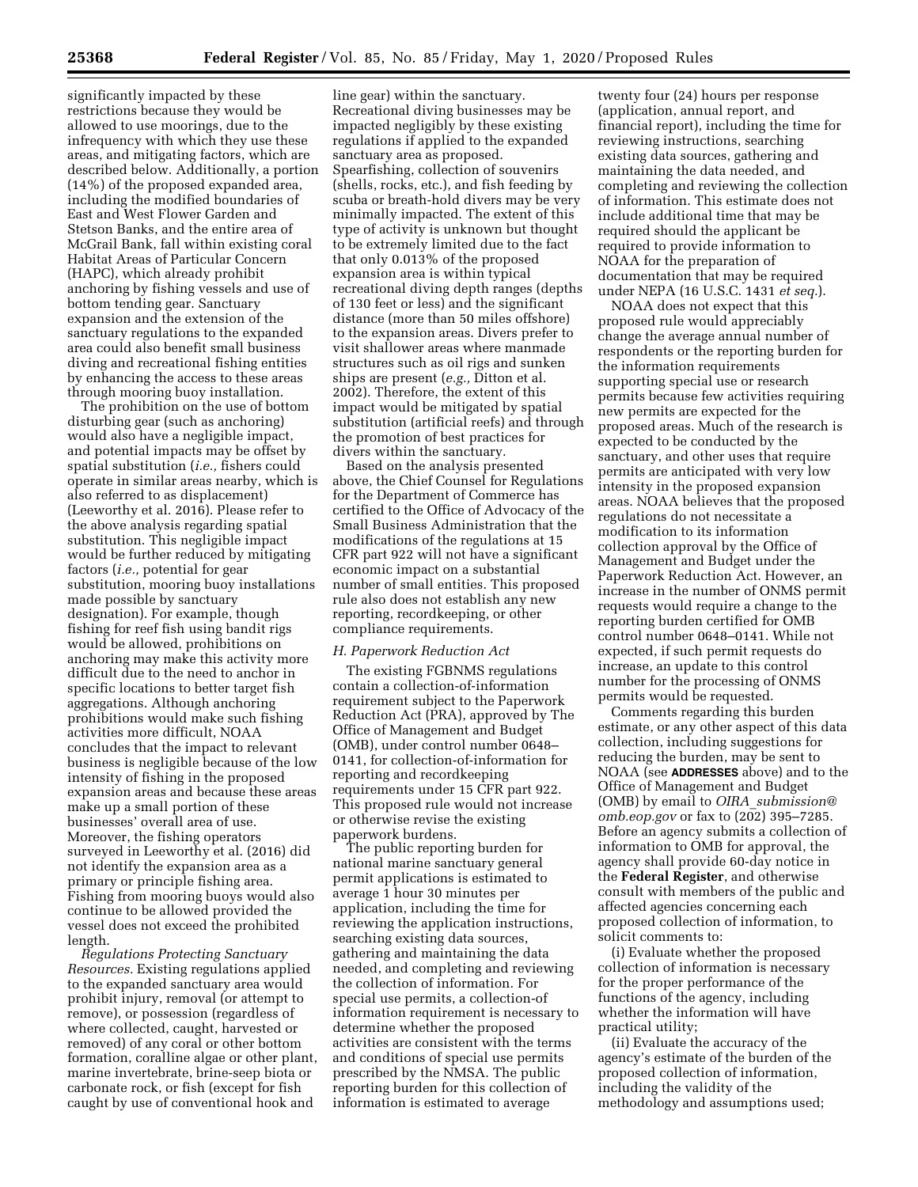significantly impacted by these restrictions because they would be allowed to use moorings, due to the infrequency with which they use these areas, and mitigating factors, which are described below. Additionally, a portion (14%) of the proposed expanded area, including the modified boundaries of East and West Flower Garden and Stetson Banks, and the entire area of McGrail Bank, fall within existing coral Habitat Areas of Particular Concern (HAPC), which already prohibit anchoring by fishing vessels and use of bottom tending gear. Sanctuary expansion and the extension of the sanctuary regulations to the expanded area could also benefit small business diving and recreational fishing entities by enhancing the access to these areas through mooring buoy installation.

The prohibition on the use of bottom disturbing gear (such as anchoring) would also have a negligible impact, and potential impacts may be offset by spatial substitution (*i.e.,* fishers could operate in similar areas nearby, which is also referred to as displacement) (Leeworthy et al. 2016). Please refer to the above analysis regarding spatial substitution. This negligible impact would be further reduced by mitigating factors (*i.e.,* potential for gear substitution, mooring buoy installations made possible by sanctuary designation). For example, though fishing for reef fish using bandit rigs would be allowed, prohibitions on anchoring may make this activity more difficult due to the need to anchor in specific locations to better target fish aggregations. Although anchoring prohibitions would make such fishing activities more difficult, NOAA concludes that the impact to relevant business is negligible because of the low intensity of fishing in the proposed expansion areas and because these areas make up a small portion of these businesses' overall area of use. Moreover, the fishing operators surveyed in Leeworthy et al. (2016) did not identify the expansion area as a primary or principle fishing area. Fishing from mooring buoys would also continue to be allowed provided the vessel does not exceed the prohibited length.

*Regulations Protecting Sanctuary Resources.* Existing regulations applied to the expanded sanctuary area would prohibit injury, removal (or attempt to remove), or possession (regardless of where collected, caught, harvested or removed) of any coral or other bottom formation, coralline algae or other plant, marine invertebrate, brine-seep biota or carbonate rock, or fish (except for fish caught by use of conventional hook and line gear) within the sanctuary. Recreational diving businesses may be impacted negligibly by these existing regulations if applied to the expanded sanctuary area as proposed. Spearfishing, collection of souvenirs (shells, rocks, etc.), and fish feeding by scuba or breath-hold divers may be very minimally impacted. The extent of this type of activity is unknown but thought to be extremely limited due to the fact that only 0.013% of the proposed expansion area is within typical recreational diving depth ranges (depths of 130 feet or less) and the significant distance (more than 50 miles offshore) to the expansion areas. Divers prefer to visit shallower areas where manmade structures such as oil rigs and sunken ships are present (*e.g.,* Ditton et al. 2002). Therefore, the extent of this impact would be mitigated by spatial substitution (artificial reefs) and through the promotion of best practices for divers within the sanctuary.

Based on the analysis presented above, the Chief Counsel for Regulations for the Department of Commerce has certified to the Office of Advocacy of the Small Business Administration that the modifications of the regulations at 15 CFR part 922 will not have a significant economic impact on a substantial number of small entities. This proposed rule also does not establish any new reporting, recordkeeping, or other compliance requirements.

### *H. Paperwork Reduction Act*

The existing FGBNMS regulations contain a collection-of-information requirement subject to the Paperwork Reduction Act (PRA), approved by The Office of Management and Budget (OMB), under control number 0648–0141, for collection-of-information for reporting and recordkeeping requirements under 15 CFR part 922. This proposed rule would not increase or otherwise revise the existing paperwork burdens.

The public reporting burden for national marine sanctuary general permit applications is estimated to average 1 hour 30 minutes per application, including the time for reviewing the application instructions, searching existing data sources, gathering and maintaining the data needed, and completing and reviewing the collection of information. For special use permits, a collection-of-information requirement is necessary to determine whether the proposed activities are consistent with the terms and conditions of special use permits prescribed by the NMSA. The public reporting burden for this collection of information is estimated to average twenty four (24) hours per response (application, annual report, and financial report), including the time for reviewing instructions, searching existing data sources, gathering and maintaining the data needed, and completing and reviewing the collection of information. This estimate does not include additional time that may be required should the applicant be required to provide information to NOAA for the preparation of documentation that may be required under NEPA (16 U.S.C. 1431 *et seq.*).

NOAA does not expect that this proposed rule would appreciably change the average annual number of respondents or the reporting burden for the information requirements supporting special use or research permits because few activities requiring new permits are expected for the proposed areas. Much of the research is expected to be conducted by the sanctuary, and other uses that require permits are anticipated with very low intensity in the proposed expansion areas. NOAA believes that the proposed regulations do not necessitate a modification to its information collection approval by the Office of Management and Budget under the Paperwork Reduction Act. However, an increase in the number of ONMS permit requests would require a change to the reporting burden certified for OMB control number 0648–0141. While not expected, if such permit requests do increase, an update to this control number for the processing of ONMS permits would be requested.

Comments regarding this burden estimate, or any other aspect of this data collection, including suggestions for reducing the burden, may be sent to NOAA (see **ADDRESSES** above) and to the Office of Management and Budget (OMB) by email to *OIRA_submission@omb.eop.gov* or fax to (202) 395–7285. Before an agency submits a collection of information to OMB for approval, the agency shall provide 60-day notice in the **Federal Register**, and otherwise consult with members of the public and affected agencies concerning each proposed collection of information, to solicit comments to:

(i) Evaluate whether the proposed collection of information is necessary for the proper performance of the functions of the agency, including whether the information will have practical utility;

(ii) Evaluate the accuracy of the agency's estimate of the burden of the proposed collection of information, including the validity of the methodology and assumptions used;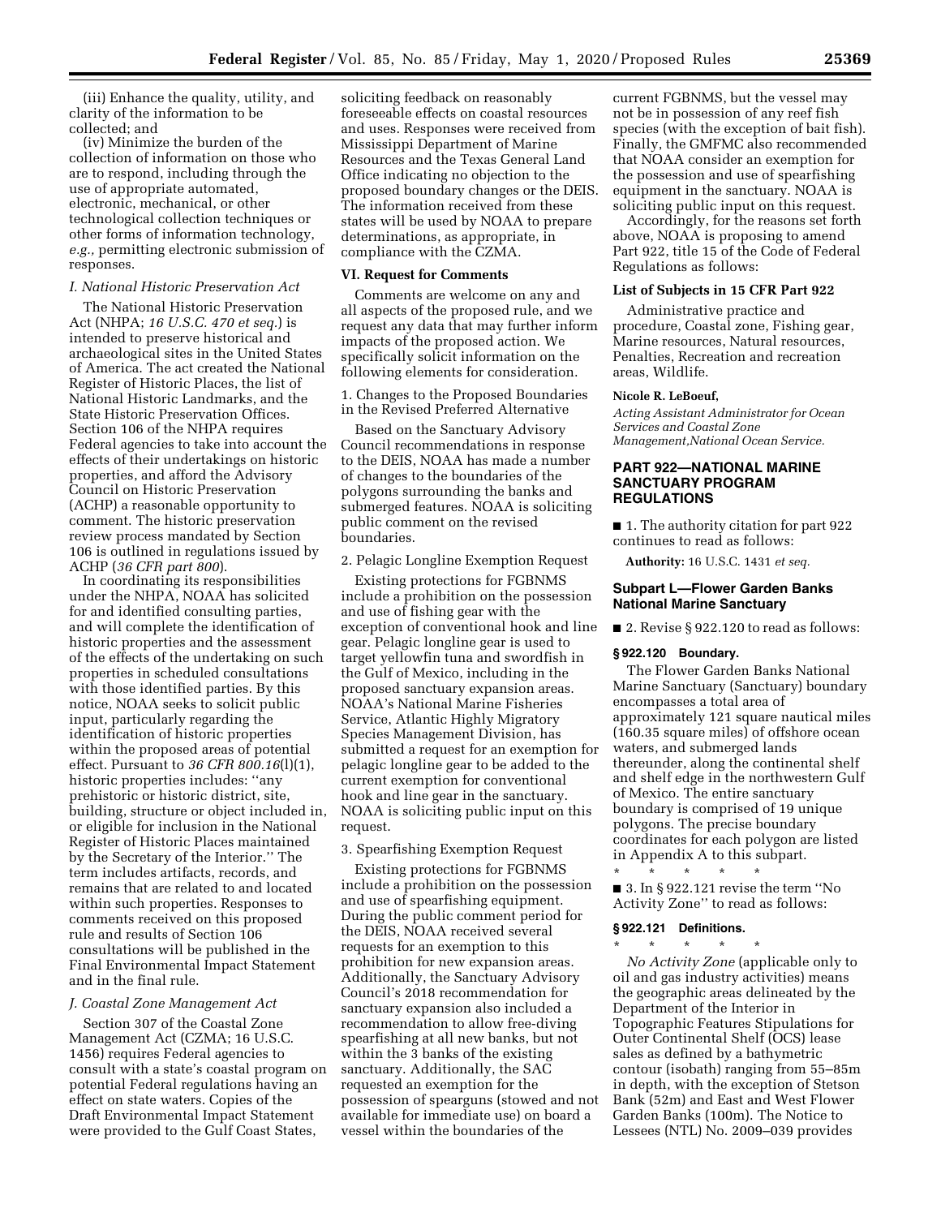(iii) Enhance the quality, utility, and clarity of the information to be collected; and

(iv) Minimize the burden of the collection of information on those who are to respond, including through the use of appropriate automated, electronic, mechanical, or other technological collection techniques or other forms of information technology, *e.g.,* permitting electronic submission of responses.

### *I. National Historic Preservation Act*

The National Historic Preservation Act (NHPA; *16 U.S.C. 470 et seq.*) is intended to preserve historical and archaeological sites in the United States of America. The act created the National Register of Historic Places, the list of National Historic Landmarks, and the State Historic Preservation Offices. Section 106 of the NHPA requires Federal agencies to take into account the effects of their undertakings on historic properties, and afford the Advisory Council on Historic Preservation (ACHP) a reasonable opportunity to comment. The historic preservation review process mandated by Section 106 is outlined in regulations issued by ACHP (*36 CFR part 800*).

In coordinating its responsibilities under the NHPA, NOAA has solicited for and identified consulting parties, and will complete the identification of historic properties and the assessment of the effects of the undertaking on such properties in scheduled consultations with those identified parties. By this notice, NOAA seeks to solicit public input, particularly regarding the identification of historic properties within the proposed areas of potential effect. Pursuant to *36 CFR 800.16*(l)(1), historic properties includes: ''any prehistoric or historic district, site, building, structure or object included in, or eligible for inclusion in the National Register of Historic Places maintained by the Secretary of the Interior.'' The term includes artifacts, records, and remains that are related to and located within such properties. Responses to comments received on this proposed rule and results of Section 106 consultations will be published in the Final Environmental Impact Statement and in the final rule.

### *J. Coastal Zone Management Act*

Section 307 of the Coastal Zone Management Act (CZMA; 16 U.S.C. 1456) requires Federal agencies to consult with a state's coastal program on potential Federal regulations having an effect on state waters. Copies of the Draft Environmental Impact Statement were provided to the Gulf Coast States, soliciting feedback on reasonably foreseeable effects on coastal resources and uses. Responses were received from Mississippi Department of Marine Resources and the Texas General Land Office indicating no objection to the proposed boundary changes or the DEIS. The information received from these states will be used by NOAA to prepare determinations, as appropriate, in compliance with the CZMA.

## VI. Request for Comments

Comments are welcome on any and all aspects of the proposed rule, and we request any data that may further inform impacts of the proposed action. We specifically solicit information on the following elements for consideration.

1. Changes to the Proposed Boundaries in the Revised Preferred Alternative

Based on the Sanctuary Advisory Council recommendations in response to the DEIS, NOAA has made a number of changes to the boundaries of the polygons surrounding the banks and submerged features. NOAA is soliciting public comment on the revised boundaries.

2. Pelagic Longline Exemption Request

Existing protections for FGBNMS include a prohibition on the possession and use of fishing gear with the exception of conventional hook and line gear. Pelagic longline gear is used to target yellowfin tuna and swordfish in the Gulf of Mexico, including in the proposed sanctuary expansion areas. NOAA's National Marine Fisheries Service, Atlantic Highly Migratory Species Management Division, has submitted a request for an exemption for pelagic longline gear to be added to the current exemption for conventional hook and line gear in the sanctuary. NOAA is soliciting public input on this request.

3. Spearfishing Exemption Request

Existing protections for FGBNMS include a prohibition on the possession and use of spearfishing equipment. During the public comment period for the DEIS, NOAA received several requests for an exemption to this prohibition for new expansion areas. Additionally, the Sanctuary Advisory Council's 2018 recommendation for sanctuary expansion also included a recommendation to allow free-diving spearfishing at all new banks, but not within the 3 banks of the existing sanctuary. Additionally, the SAC requested an exemption for the possession of spearguns (stowed and not available for immediate use) on board a vessel within the boundaries of the current FGBNMS, but the vessel may not be in possession of any reef fish species (with the exception of bait fish). Finally, the GMFMC also recommended that NOAA consider an exemption for the possession and use of spearfishing equipment in the sanctuary. NOAA is soliciting public input on this request.

Accordingly, for the reasons set forth above, NOAA is proposing to amend Part 922, title 15 of the Code of Federal Regulations as follows:

### List of Subjects in 15 CFR Part 922

Administrative practice and procedure, Coastal zone, Fishing gear, Marine resources, Natural resources, Penalties, Recreation and recreation areas, Wildlife.

**Nicole R. LeBoeuf,**

*Acting Assistant Administrator for Ocean Services and Coastal Zone Management,National Ocean Service.*

## PART 922—NATIONAL MARINE SANCTUARY PROGRAM REGULATIONS

■ 1. The authority citation for part 922 continues to read as follows:

**Authority:** 16 U.S.C. 1431 *et seq.*

### Subpart L—Flower Garden Banks National Marine Sanctuary

■ 2. Revise § 922.120 to read as follows:

#### § 922.120 Boundary.

The Flower Garden Banks National Marine Sanctuary (Sanctuary) boundary encompasses a total area of approximately 121 square nautical miles (160.35 square miles) of offshore ocean waters, and submerged lands thereunder, along the continental shelf and shelf edge in the northwestern Gulf of Mexico. The entire sanctuary boundary is comprised of 19 unique polygons. The precise boundary coordinates for each polygon are listed in Appendix A to this subpart.

\* \* \* \* \*

■ 3. In § 922.121 revise the term ''No Activity Zone'' to read as follows:

#### § 922.121 Definitions.

\* \* \* \* \*

*No Activity Zone* (applicable only to oil and gas industry activities) means the geographic areas delineated by the Department of the Interior in Topographic Features Stipulations for Outer Continental Shelf (OCS) lease sales as defined by a bathymetric contour (isobath) ranging from 55–85m in depth, with the exception of Stetson Bank (52m) and East and West Flower Garden Banks (100m). The Notice to Lessees (NTL) No. 2009–039 provides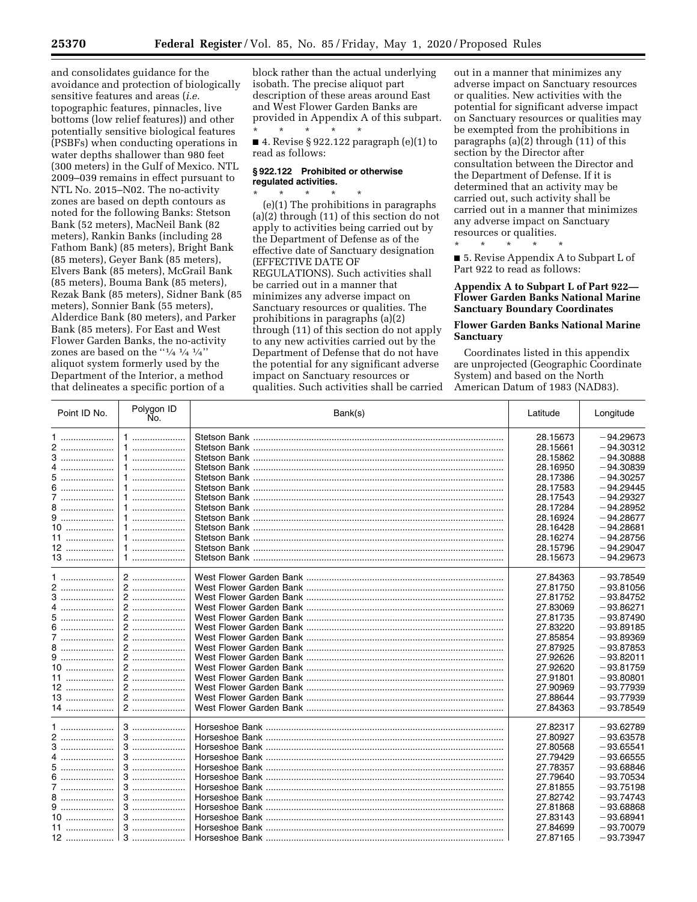and consolidates guidance for the avoidance and protection of biologically sensitive features and areas (*i.e.* topographic features, pinnacles, live bottoms (low relief features)) and other potentially sensitive biological features (PSBFs) when conducting operations in water depths shallower than 980 feet (300 meters) in the Gulf of Mexico. NTL 2009–039 remains in effect pursuant to NTL No. 2015–N02. The no-activity zones are based on depth contours as noted for the following Banks: Stetson Bank (52 meters), MacNeil Bank (82 meters), Rankin Banks (including 28 Fathom Bank) (85 meters), Bright Bank (85 meters), Geyer Bank (85 meters), Elvers Bank (85 meters), McGrail Bank (85 meters), Bouma Bank (85 meters), Rezak Bank (85 meters), Sidner Bank (85 meters), Sonnier Bank (55 meters), Alderdice Bank (80 meters), and Parker Bank (85 meters). For East and West Flower Garden Banks, the no-activity zones are based on the ''¼ ¼ ¼'' aliquot system formerly used by the Department of the Interior, a method that delineates a specific portion of a block rather than the actual underlying isobath. The precise aliquot part description of these areas around East and West Flower Garden Banks are provided in Appendix A of this subpart.

\* \* \* \* \*

■ 4. Revise § 922.122 paragraph (e)(1) to read as follows:

**§ 922.122 Prohibited or otherwise regulated activities.**

\* \* \* \* \*

(e)(1) The prohibitions in paragraphs (a)(2) through (11) of this section do not apply to activities being carried out by the Department of Defense as of the effective date of Sanctuary designation (EFFECTIVE DATE OF REGULATIONS). Such activities shall be carried out in a manner that minimizes any adverse impact on Sanctuary resources or qualities. The prohibitions in paragraphs (a)(2) through (11) of this section do not apply to any new activities carried out by the Department of Defense that do not have the potential for any significant adverse impact on Sanctuary resources or qualities. Such activities shall be carried out in a manner that minimizes any adverse impact on Sanctuary resources or qualities. New activities with the potential for significant adverse impact on Sanctuary resources or qualities may be exempted from the prohibitions in paragraphs (a)(2) through (11) of this section by the Director after consultation between the Director and the Department of Defense. If it is determined that an activity may be carried out, such activity shall be carried out in a manner that minimizes any adverse impact on Sanctuary resources or qualities.

\* \* \* \* \*

■ 5. Revise Appendix A to Subpart L of Part 922 to read as follows:

**Appendix A to Subpart L of Part 922—Flower Garden Banks National Marine Sanctuary Boundary Coordinates**

**Flower Garden Banks National Marine Sanctuary**

Coordinates listed in this appendix are unprojected (Geographic Coordinate System) and based on the North American Datum of 1983 (NAD83).

| Point ID No. | Polygon ID No. | Bank(s) | Latitude | Longitude |
|---|---|---|---|---|
| 1 | 1 | Stetson Bank | 28.15673 | −94.29673 |
| 2 | 1 | Stetson Bank | 28.15661 | −94.30312 |
| 3 | 1 | Stetson Bank | 28.15862 | −94.30888 |
| 4 | 1 | Stetson Bank | 28.16950 | −94.30839 |
| 5 | 1 | Stetson Bank | 28.17386 | −94.30257 |
| 6 | 1 | Stetson Bank | 28.17583 | −94.29445 |
| 7 | 1 | Stetson Bank | 28.17543 | −94.29327 |
| 8 | 1 | Stetson Bank | 28.17284 | −94.28952 |
| 9 | 1 | Stetson Bank | 28.16924 | −94.28677 |
| 10 | 1 | Stetson Bank | 28.16428 | −94.28681 |
| 11 | 1 | Stetson Bank | 28.16274 | −94.28756 |
| 12 | 1 | Stetson Bank | 28.15796 | −94.29047 |
| 13 | 1 | Stetson Bank | 28.15673 | −94.29673 |
| 1 | 2 | West Flower Garden Bank | 27.84363 | −93.78549 |
| 2 | 2 | West Flower Garden Bank | 27.81750 | −93.81056 |
| 3 | 2 | West Flower Garden Bank | 27.81752 | −93.84752 |
| 4 | 2 | West Flower Garden Bank | 27.83069 | −93.86271 |
| 5 | 2 | West Flower Garden Bank | 27.81735 | −93.87490 |
| 6 | 2 | West Flower Garden Bank | 27.83220 | −93.89185 |
| 7 | 2 | West Flower Garden Bank | 27.85854 | −93.89369 |
| 8 | 2 | West Flower Garden Bank | 27.87925 | −93.87853 |
| 9 | 2 | West Flower Garden Bank | 27.92626 | −93.82011 |
| 10 | 2 | West Flower Garden Bank | 27.92620 | −93.81759 |
| 11 | 2 | West Flower Garden Bank | 27.91801 | −93.80801 |
| 12 | 2 | West Flower Garden Bank | 27.90969 | −93.77939 |
| 13 | 2 | West Flower Garden Bank | 27.88644 | −93.77939 |
| 14 | 2 | West Flower Garden Bank | 27.84363 | −93.78549 |
| 1 | 3 | Horseshoe Bank | 27.82317 | −93.62789 |
| 2 | 3 | Horseshoe Bank | 27.80927 | −93.63578 |
| 3 | 3 | Horseshoe Bank | 27.80568 | −93.65541 |
| 4 | 3 | Horseshoe Bank | 27.79429 | −93.66555 |
| 5 | 3 | Horseshoe Bank | 27.78357 | −93.68846 |
| 6 | 3 | Horseshoe Bank | 27.79640 | −93.70534 |
| 7 | 3 | Horseshoe Bank | 27.81855 | −93.75198 |
| 8 | 3 | Horseshoe Bank | 27.82742 | −93.74743 |
| 9 | 3 | Horseshoe Bank | 27.81868 | −93.68868 |
| 10 | 3 | Horseshoe Bank | 27.83143 | −93.68941 |
| 11 | 3 | Horseshoe Bank | 27.84699 | −93.70079 |
| 12 | 3 | Horseshoe Bank | 27.87165 | −93.73947 |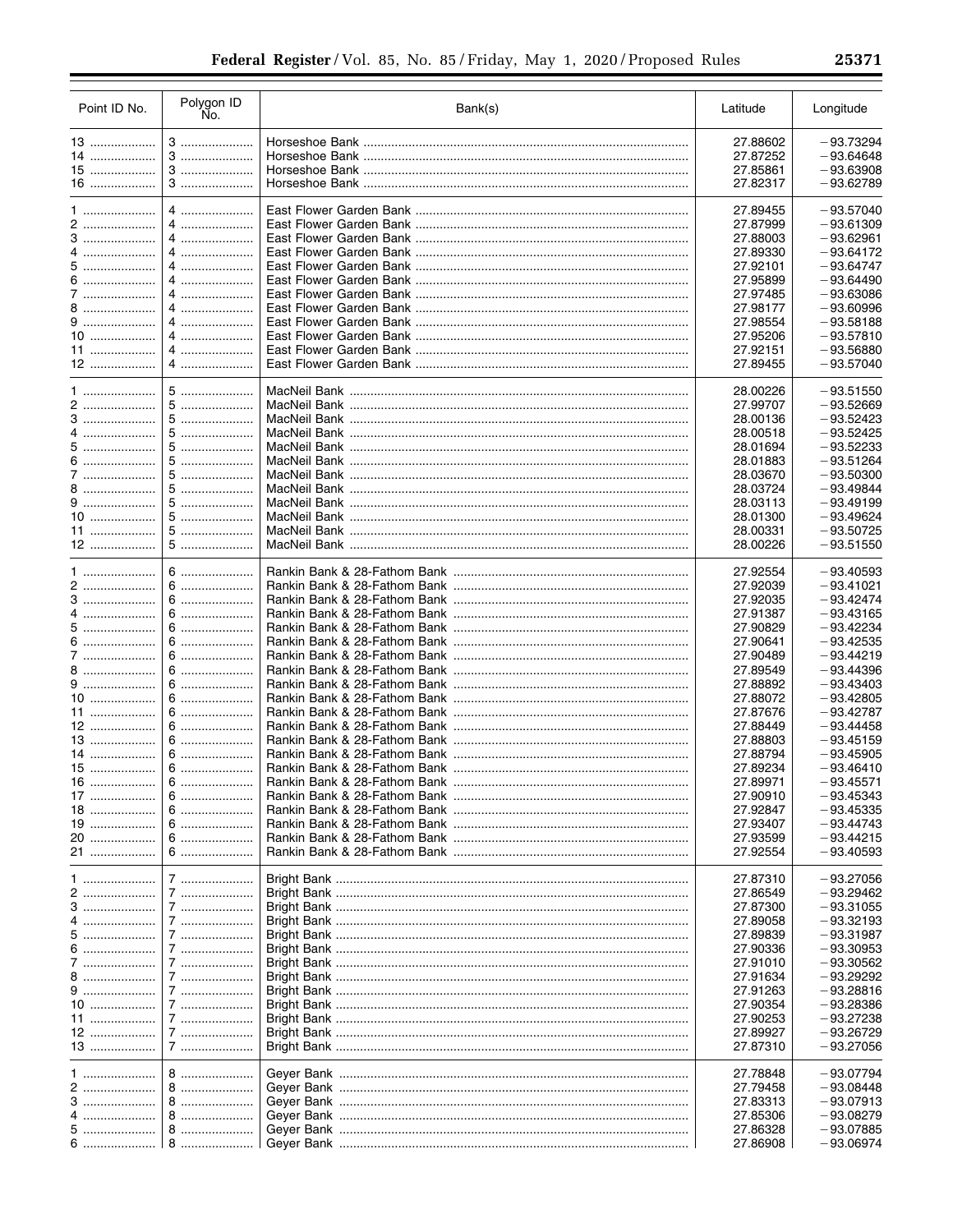| Point ID No. | Polygon ID No. | Bank(s) | Latitude | Longitude |
|---|---|---|---|---|
| 13 | 3 | Horseshoe Bank | 27.88602 | −93.73294 |
| 14 | 3 | Horseshoe Bank | 27.87252 | −93.64648 |
| 15 | 3 | Horseshoe Bank | 27.85861 | −93.63908 |
| 16 | 3 | Horseshoe Bank | 27.82317 | −93.62789 |
| 1 | 4 | East Flower Garden Bank | 27.89455 | −93.57040 |
| 2 | 4 | East Flower Garden Bank | 27.87999 | −93.61309 |
| 3 | 4 | East Flower Garden Bank | 27.88003 | −93.62961 |
| 4 | 4 | East Flower Garden Bank | 27.89330 | −93.64172 |
| 5 | 4 | East Flower Garden Bank | 27.92101 | −93.64747 |
| 6 | 4 | East Flower Garden Bank | 27.95899 | −93.64490 |
| 7 | 4 | East Flower Garden Bank | 27.97485 | −93.63086 |
| 8 | 4 | East Flower Garden Bank | 27.98177 | −93.60996 |
| 9 | 4 | East Flower Garden Bank | 27.98554 | −93.58188 |
| 10 | 4 | East Flower Garden Bank | 27.95206 | −93.57810 |
| 11 | 4 | East Flower Garden Bank | 27.92151 | −93.56880 |
| 12 | 4 | East Flower Garden Bank | 27.89455 | −93.57040 |
| 1 | 5 | MacNeil Bank | 28.00226 | −93.51550 |
| 2 | 5 | MacNeil Bank | 27.99707 | −93.52669 |
| 3 | 5 | MacNeil Bank | 28.00136 | −93.52423 |
| 4 | 5 | MacNeil Bank | 28.00518 | −93.52425 |
| 5 | 5 | MacNeil Bank | 28.01694 | −93.52233 |
| 6 | 5 | MacNeil Bank | 28.01883 | −93.51264 |
| 7 | 5 | MacNeil Bank | 28.03670 | −93.50300 |
| 8 | 5 | MacNeil Bank | 28.03724 | −93.49844 |
| 9 | 5 | MacNeil Bank | 28.03113 | −93.49199 |
| 10 | 5 | MacNeil Bank | 28.01300 | −93.49624 |
| 11 | 5 | MacNeil Bank | 28.00331 | −93.50725 |
| 12 | 5 | MacNeil Bank | 28.00226 | −93.51550 |
| 1 | 6 | Rankin Bank & 28-Fathom Bank | 27.92554 | −93.40593 |
| 2 | 6 | Rankin Bank & 28-Fathom Bank | 27.92039 | −93.41021 |
| 3 | 6 | Rankin Bank & 28-Fathom Bank | 27.92035 | −93.42474 |
| 4 | 6 | Rankin Bank & 28-Fathom Bank | 27.91387 | −93.43165 |
| 5 | 6 | Rankin Bank & 28-Fathom Bank | 27.90829 | −93.42234 |
| 6 | 6 | Rankin Bank & 28-Fathom Bank | 27.90641 | −93.42535 |
| 7 | 6 | Rankin Bank & 28-Fathom Bank | 27.90489 | −93.44219 |
| 8 | 6 | Rankin Bank & 28-Fathom Bank | 27.89549 | −93.44396 |
| 9 | 6 | Rankin Bank & 28-Fathom Bank | 27.88892 | −93.43403 |
| 10 | 6 | Rankin Bank & 28-Fathom Bank | 27.88072 | −93.42805 |
| 11 | 6 | Rankin Bank & 28-Fathom Bank | 27.87676 | −93.42787 |
| 12 | 6 | Rankin Bank & 28-Fathom Bank | 27.88449 | −93.44458 |
| 13 | 6 | Rankin Bank & 28-Fathom Bank | 27.88803 | −93.45159 |
| 14 | 6 | Rankin Bank & 28-Fathom Bank | 27.88794 | −93.45905 |
| 15 | 6 | Rankin Bank & 28-Fathom Bank | 27.89234 | −93.46410 |
| 16 | 6 | Rankin Bank & 28-Fathom Bank | 27.89971 | −93.45571 |
| 17 | 6 | Rankin Bank & 28-Fathom Bank | 27.90910 | −93.45343 |
| 18 | 6 | Rankin Bank & 28-Fathom Bank | 27.92847 | −93.45335 |
| 19 | 6 | Rankin Bank & 28-Fathom Bank | 27.93407 | −93.44743 |
| 20 | 6 | Rankin Bank & 28-Fathom Bank | 27.93599 | −93.44215 |
| 21 | 6 | Rankin Bank & 28-Fathom Bank | 27.92554 | −93.40593 |
| 1 | 7 | Bright Bank | 27.87310 | −93.27056 |
| 2 | 7 | Bright Bank | 27.86549 | −93.29462 |
| 3 | 7 | Bright Bank | 27.87300 | −93.31055 |
| 4 | 7 | Bright Bank | 27.89058 | −93.32193 |
| 5 | 7 | Bright Bank | 27.89839 | −93.31987 |
| 6 | 7 | Bright Bank | 27.90336 | −93.30953 |
| 7 | 7 | Bright Bank | 27.91010 | −93.30562 |
| 8 | 7 | Bright Bank | 27.91634 | −93.29292 |
| 9 | 7 | Bright Bank | 27.91263 | −93.28816 |
| 10 | 7 | Bright Bank | 27.90354 | −93.28386 |
| 11 | 7 | Bright Bank | 27.90253 | −93.27238 |
| 12 | 7 | Bright Bank | 27.89927 | −93.26729 |
| 13 | 7 | Bright Bank | 27.87310 | −93.27056 |
| 1 | 8 | Geyer Bank | 27.78848 | −93.07794 |
| 2 | 8 | Geyer Bank | 27.79458 | −93.08448 |
| 3 | 8 | Geyer Bank | 27.83313 | −93.07913 |
| 4 | 8 | Geyer Bank | 27.85306 | −93.08279 |
| 5 | 8 | Geyer Bank | 27.86328 | −93.07885 |
| 6 | 8 | Geyer Bank | 27.86908 | −93.06974 |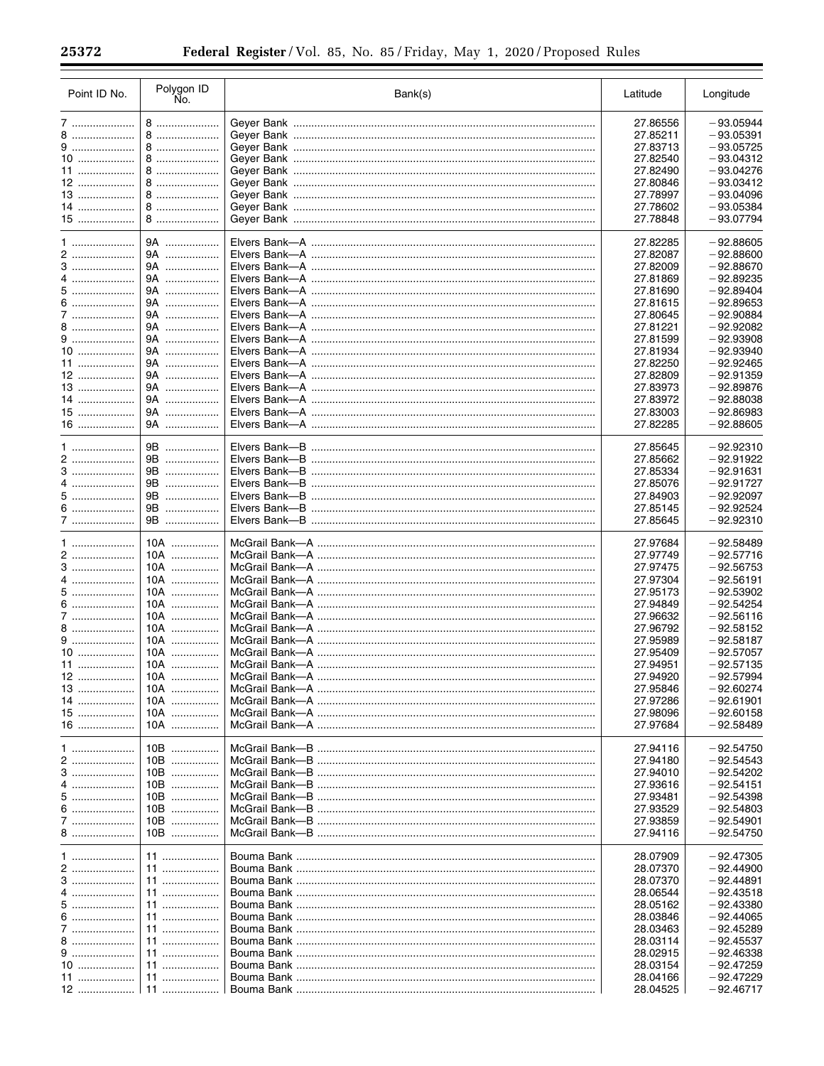| Point ID No. | Polygon ID No. | Bank(s) | Latitude | Longitude |
|---|---|---|---|---|
| 7 | 8 | Geyer Bank | 27.86556 | −93.05944 |
| 8 | 8 | Geyer Bank | 27.85211 | −93.05391 |
| 9 | 8 | Geyer Bank | 27.83713 | −93.05725 |
| 10 | 8 | Geyer Bank | 27.82540 | −93.04312 |
| 11 | 8 | Geyer Bank | 27.82490 | −93.04276 |
| 12 | 8 | Geyer Bank | 27.80846 | −93.03412 |
| 13 | 8 | Geyer Bank | 27.78997 | −93.04096 |
| 14 | 8 | Geyer Bank | 27.78602 | −93.05384 |
| 15 | 8 | Geyer Bank | 27.78848 | −93.07794 |
| 1 | 9A | Elvers Bank—A | 27.82285 | −92.88605 |
| 2 | 9A | Elvers Bank—A | 27.82087 | −92.88600 |
| 3 | 9A | Elvers Bank—A | 27.82009 | −92.88670 |
| 4 | 9A | Elvers Bank—A | 27.81869 | −92.89235 |
| 5 | 9A | Elvers Bank—A | 27.81690 | −92.89404 |
| 6 | 9A | Elvers Bank—A | 27.81615 | −92.89653 |
| 7 | 9A | Elvers Bank—A | 27.80645 | −92.90884 |
| 8 | 9A | Elvers Bank—A | 27.81221 | −92.92082 |
| 9 | 9A | Elvers Bank—A | 27.81599 | −92.93908 |
| 10 | 9A | Elvers Bank—A | 27.81934 | −92.93940 |
| 11 | 9A | Elvers Bank—A | 27.82250 | −92.92465 |
| 12 | 9A | Elvers Bank—A | 27.82809 | −92.91359 |
| 13 | 9A | Elvers Bank—A | 27.83973 | −92.89876 |
| 14 | 9A | Elvers Bank—A | 27.83972 | −92.88038 |
| 15 | 9A | Elvers Bank—A | 27.83003 | −92.86983 |
| 16 | 9A | Elvers Bank—A | 27.82285 | −92.88605 |
| 1 | 9B | Elvers Bank—B | 27.85645 | −92.92310 |
| 2 | 9B | Elvers Bank—B | 27.85662 | −92.91922 |
| 3 | 9B | Elvers Bank—B | 27.85334 | −92.91631 |
| 4 | 9B | Elvers Bank—B | 27.85076 | −92.91727 |
| 5 | 9B | Elvers Bank—B | 27.84903 | −92.92097 |
| 6 | 9B | Elvers Bank—B | 27.85145 | −92.92524 |
| 7 | 9B | Elvers Bank—B | 27.85645 | −92.92310 |
| 1 | 10A | McGrail Bank—A | 27.97684 | −92.58489 |
| 2 | 10A | McGrail Bank—A | 27.97749 | −92.57716 |
| 3 | 10A | McGrail Bank—A | 27.97475 | −92.56753 |
| 4 | 10A | McGrail Bank—A | 27.97304 | −92.56191 |
| 5 | 10A | McGrail Bank—A | 27.95173 | −92.53902 |
| 6 | 10A | McGrail Bank—A | 27.94849 | −92.54254 |
| 7 | 10A | McGrail Bank—A | 27.96632 | −92.56116 |
| 8 | 10A | McGrail Bank—A | 27.96792 | −92.58152 |
| 9 | 10A | McGrail Bank—A | 27.95989 | −92.58187 |
| 10 | 10A | McGrail Bank—A | 27.95409 | −92.57057 |
| 11 | 10A | McGrail Bank—A | 27.94951 | −92.57135 |
| 12 | 10A | McGrail Bank—A | 27.94920 | −92.57994 |
| 13 | 10A | McGrail Bank—A | 27.95846 | −92.60274 |
| 14 | 10A | McGrail Bank—A | 27.97286 | −92.61901 |
| 15 | 10A | McGrail Bank—A | 27.98096 | −92.60158 |
| 16 | 10A | McGrail Bank—A | 27.97684 | −92.58489 |
| 1 | 10B | McGrail Bank—B | 27.94116 | −92.54750 |
| 2 | 10B | McGrail Bank—B | 27.94180 | −92.54543 |
| 3 | 10B | McGrail Bank—B | 27.94010 | −92.54202 |
| 4 | 10B | McGrail Bank—B | 27.93616 | −92.54151 |
| 5 | 10B | McGrail Bank—B | 27.93481 | −92.54398 |
| 6 | 10B | McGrail Bank—B | 27.93529 | −92.54803 |
| 7 | 10B | McGrail Bank—B | 27.93859 | −92.54901 |
| 8 | 10B | McGrail Bank—B | 27.94116 | −92.54750 |
| 1 | 11 | Bouma Bank | 28.07909 | −92.47305 |
| 2 | 11 | Bouma Bank | 28.07370 | −92.44900 |
| 3 | 11 | Bouma Bank | 28.07370 | −92.44891 |
| 4 | 11 | Bouma Bank | 28.06544 | −92.43518 |
| 5 | 11 | Bouma Bank | 28.05162 | −92.43380 |
| 6 | 11 | Bouma Bank | 28.03846 | −92.44065 |
| 7 | 11 | Bouma Bank | 28.03463 | −92.45289 |
| 8 | 11 | Bouma Bank | 28.03114 | −92.45537 |
| 9 | 11 | Bouma Bank | 28.02915 | −92.46338 |
| 10 | 11 | Bouma Bank | 28.03154 | −92.47259 |
| 11 | 11 | Bouma Bank | 28.04166 | −92.47229 |
| 12 | 11 | Bouma Bank | 28.04525 | −92.46717 |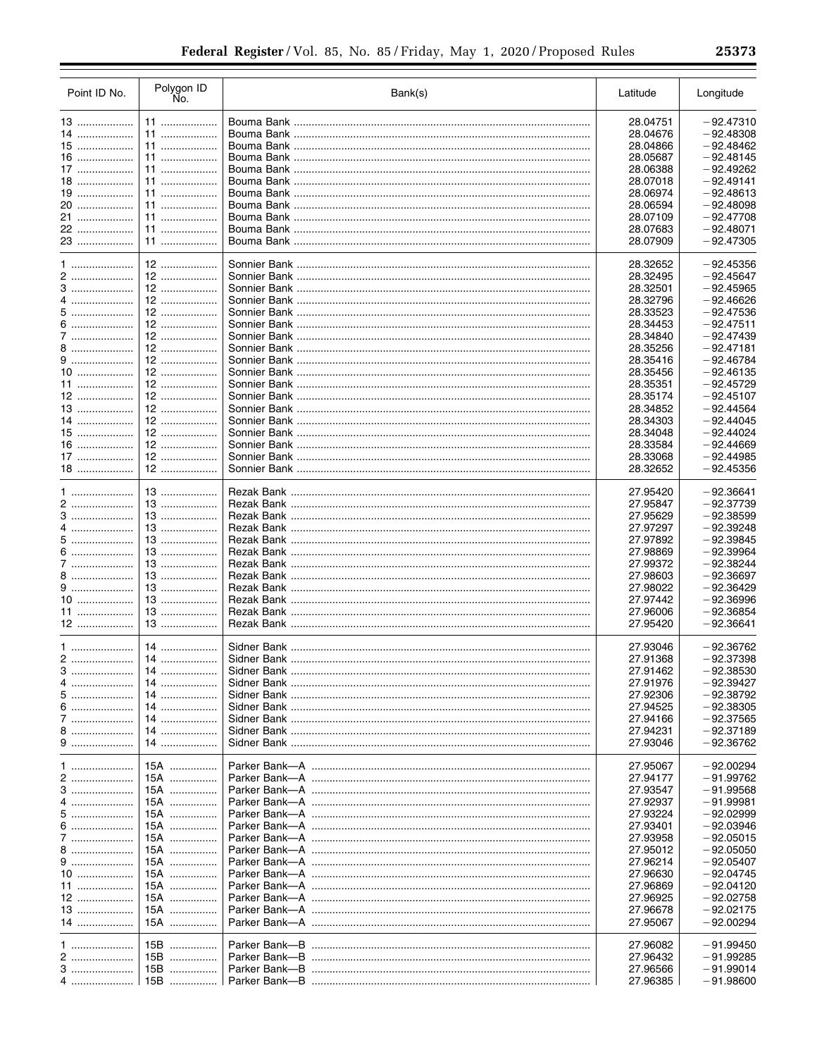| Point ID No. | Polygon ID No. | Bank(s) | Latitude | Longitude |
|---|---|---|---|---|
| 13 | 11 | Bouma Bank | 28.04751 | −92.47310 |
| 14 | 11 | Bouma Bank | 28.04676 | −92.48308 |
| 15 | 11 | Bouma Bank | 28.04866 | −92.48462 |
| 16 | 11 | Bouma Bank | 28.05687 | −92.48145 |
| 17 | 11 | Bouma Bank | 28.06388 | −92.49262 |
| 18 | 11 | Bouma Bank | 28.07018 | −92.49141 |
| 19 | 11 | Bouma Bank | 28.06974 | −92.48613 |
| 20 | 11 | Bouma Bank | 28.06594 | −92.48098 |
| 21 | 11 | Bouma Bank | 28.07109 | −92.47708 |
| 22 | 11 | Bouma Bank | 28.07683 | −92.48071 |
| 23 | 11 | Bouma Bank | 28.07909 | −92.47305 |
| 1 | 12 | Sonnier Bank | 28.32652 | −92.45356 |
| 2 | 12 | Sonnier Bank | 28.32495 | −92.45647 |
| 3 | 12 | Sonnier Bank | 28.32501 | −92.45965 |
| 4 | 12 | Sonnier Bank | 28.32796 | −92.46626 |
| 5 | 12 | Sonnier Bank | 28.33523 | −92.47536 |
| 6 | 12 | Sonnier Bank | 28.34453 | −92.47511 |
| 7 | 12 | Sonnier Bank | 28.34840 | −92.47439 |
| 8 | 12 | Sonnier Bank | 28.35256 | −92.47181 |
| 9 | 12 | Sonnier Bank | 28.35416 | −92.46784 |
| 10 | 12 | Sonnier Bank | 28.35456 | −92.46135 |
| 11 | 12 | Sonnier Bank | 28.35351 | −92.45729 |
| 12 | 12 | Sonnier Bank | 28.35174 | −92.45107 |
| 13 | 12 | Sonnier Bank | 28.34852 | −92.44564 |
| 14 | 12 | Sonnier Bank | 28.34303 | −92.44045 |
| 15 | 12 | Sonnier Bank | 28.34048 | −92.44024 |
| 16 | 12 | Sonnier Bank | 28.33584 | −92.44669 |
| 17 | 12 | Sonnier Bank | 28.33068 | −92.44985 |
| 18 | 12 | Sonnier Bank | 28.32652 | −92.45356 |
| 1 | 13 | Rezak Bank | 27.95420 | −92.36641 |
| 2 | 13 | Rezak Bank | 27.95847 | −92.37739 |
| 3 | 13 | Rezak Bank | 27.95629 | −92.38599 |
| 4 | 13 | Rezak Bank | 27.97297 | −92.39248 |
| 5 | 13 | Rezak Bank | 27.97892 | −92.39845 |
| 6 | 13 | Rezak Bank | 27.98869 | −92.39964 |
| 7 | 13 | Rezak Bank | 27.99372 | −92.38244 |
| 8 | 13 | Rezak Bank | 27.98603 | −92.36697 |
| 9 | 13 | Rezak Bank | 27.98022 | −92.36429 |
| 10 | 13 | Rezak Bank | 27.97442 | −92.36996 |
| 11 | 13 | Rezak Bank | 27.96006 | −92.36854 |
| 12 | 13 | Rezak Bank | 27.95420 | −92.36641 |
| 1 | 14 | Sidner Bank | 27.93046 | −92.36762 |
| 2 | 14 | Sidner Bank | 27.91368 | −92.37398 |
| 3 | 14 | Sidner Bank | 27.91462 | −92.38530 |
| 4 | 14 | Sidner Bank | 27.91976 | −92.39427 |
| 5 | 14 | Sidner Bank | 27.92306 | −92.38792 |
| 6 | 14 | Sidner Bank | 27.94525 | −92.38305 |
| 7 | 14 | Sidner Bank | 27.94166 | −92.37565 |
| 8 | 14 | Sidner Bank | 27.94231 | −92.37189 |
| 9 | 14 | Sidner Bank | 27.93046 | −92.36762 |
| 1 | 15A | Parker Bank—A | 27.95067 | −92.00294 |
| 2 | 15A | Parker Bank—A | 27.94177 | −91.99762 |
| 3 | 15A | Parker Bank—A | 27.93547 | −91.99568 |
| 4 | 15A | Parker Bank—A | 27.92937 | −91.99981 |
| 5 | 15A | Parker Bank—A | 27.93224 | −92.02999 |
| 6 | 15A | Parker Bank—A | 27.93401 | −92.03946 |
| 7 | 15A | Parker Bank—A | 27.93958 | −92.05015 |
| 8 | 15A | Parker Bank—A | 27.95012 | −92.05050 |
| 9 | 15A | Parker Bank—A | 27.96214 | −92.05407 |
| 10 | 15A | Parker Bank—A | 27.96630 | −92.04745 |
| 11 | 15A | Parker Bank—A | 27.96869 | −92.04120 |
| 12 | 15A | Parker Bank—A | 27.96925 | −92.02758 |
| 13 | 15A | Parker Bank—A | 27.96678 | −92.02175 |
| 14 | 15A | Parker Bank—A | 27.95067 | −92.00294 |
| 1 | 15B | Parker Bank—B | 27.96082 | −91.99450 |
| 2 | 15B | Parker Bank—B | 27.96432 | −91.99285 |
| 3 | 15B | Parker Bank—B | 27.96566 | −91.99014 |
| 4 | 15B | Parker Bank—B | 27.96385 | −91.98600 |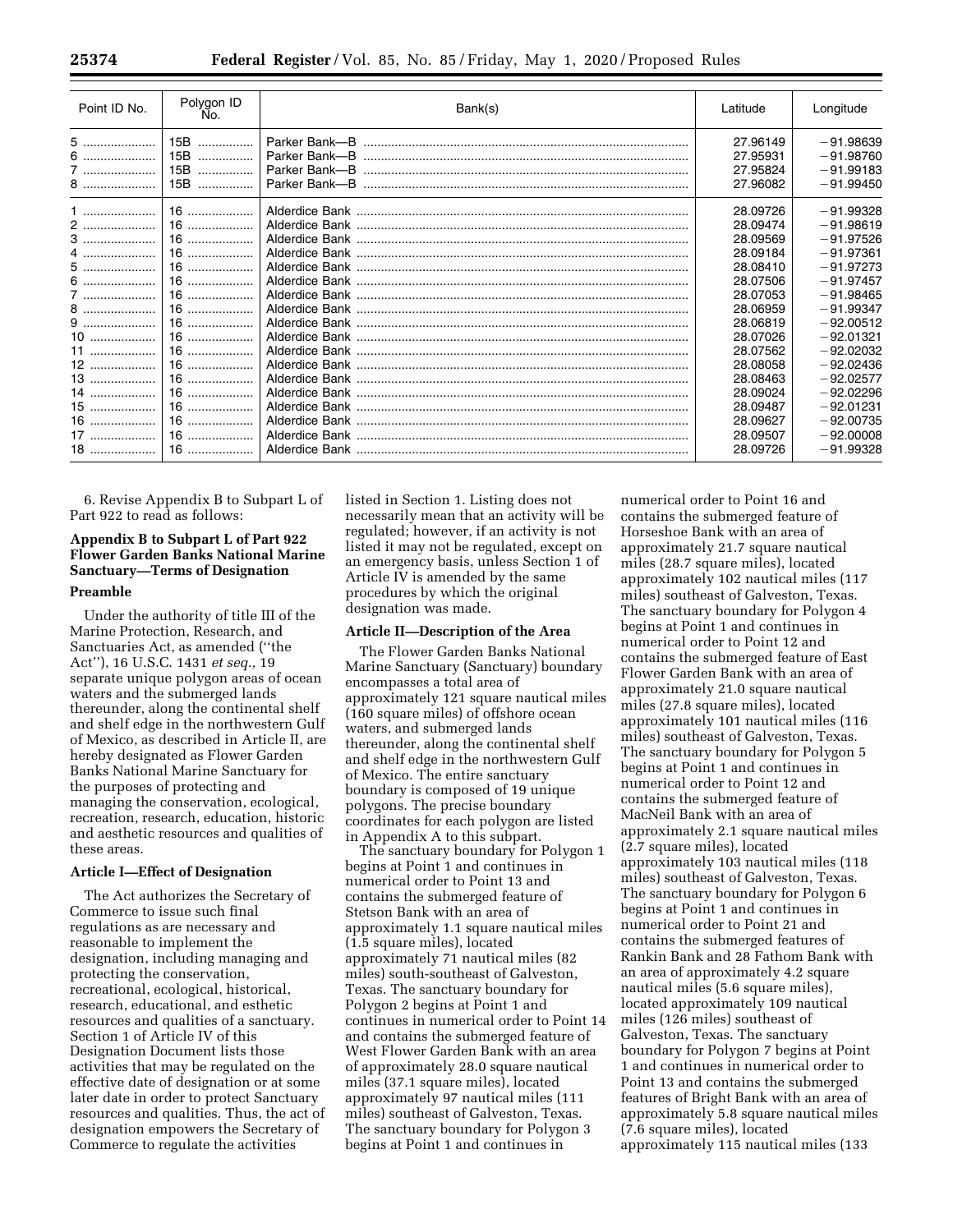| Point ID No. | Polygon ID No. | Bank(s) | Latitude | Longitude |
|---|---|---|---|---|
| 5 | 15B | Parker Bank—B | 27.96149 | −91.98639 |
| 6 | 15B | Parker Bank—B | 27.95931 | −91.98760 |
| 7 | 15B | Parker Bank—B | 27.95824 | −91.99183 |
| 8 | 15B | Parker Bank—B | 27.96082 | −91.99450 |
| 1 | 16 | Alderdice Bank | 28.09726 | −91.99328 |
| 2 | 16 | Alderdice Bank | 28.09474 | −91.98619 |
| 3 | 16 | Alderdice Bank | 28.09569 | −91.97526 |
| 4 | 16 | Alderdice Bank | 28.09184 | −91.97361 |
| 5 | 16 | Alderdice Bank | 28.08410 | −91.97273 |
| 6 | 16 | Alderdice Bank | 28.07506 | −91.97457 |
| 7 | 16 | Alderdice Bank | 28.07053 | −91.98465 |
| 8 | 16 | Alderdice Bank | 28.06959 | −91.99347 |
| 9 | 16 | Alderdice Bank | 28.06819 | −92.00512 |
| 10 | 16 | Alderdice Bank | 28.07026 | −92.01321 |
| 11 | 16 | Alderdice Bank | 28.07562 | −92.02032 |
| 12 | 16 | Alderdice Bank | 28.08058 | −92.02436 |
| 13 | 16 | Alderdice Bank | 28.08463 | −92.02577 |
| 14 | 16 | Alderdice Bank | 28.09024 | −92.02296 |
| 15 | 16 | Alderdice Bank | 28.09487 | −92.01231 |
| 16 | 16 | Alderdice Bank | 28.09627 | −92.00735 |
| 17 | 16 | Alderdice Bank | 28.09507 | −92.00008 |
| 18 | 16 | Alderdice Bank | 28.09726 | −91.99328 |

6. Revise Appendix B to Subpart L of Part 922 to read as follows:

## Appendix B to Subpart L of Part 922 Flower Garden Banks National Marine Sanctuary—Terms of Designation

### Preamble

Under the authority of title III of the Marine Protection, Research, and Sanctuaries Act, as amended ("the Act"), 16 U.S.C. 1431 *et seq.,* 19 separate unique polygon areas of ocean waters and the submerged lands thereunder, along the continental shelf and shelf edge in the northwestern Gulf of Mexico, as described in Article II, are hereby designated as Flower Garden Banks National Marine Sanctuary for the purposes of protecting and managing the conservation, ecological, recreation, research, education, historic and aesthetic resources and qualities of these areas.

### Article I—Effect of Designation

The Act authorizes the Secretary of Commerce to issue such final regulations as are necessary and reasonable to implement the designation, including managing and protecting the conservation, recreational, ecological, historical, research, educational, and esthetic resources and qualities of a sanctuary. Section 1 of Article IV of this Designation Document lists those activities that may be regulated on the effective date of designation or at some later date in order to protect Sanctuary resources and qualities. Thus, the act of designation empowers the Secretary of Commerce to regulate the activities listed in Section 1. Listing does not necessarily mean that an activity will be regulated; however, if an activity is not listed it may not be regulated, except on an emergency basis, unless Section 1 of Article IV is amended by the same procedures by which the original designation was made.

### Article II—Description of the Area

The Flower Garden Banks National Marine Sanctuary (Sanctuary) boundary encompasses a total area of approximately 121 square nautical miles (160 square miles) of offshore ocean waters, and submerged lands thereunder, along the continental shelf and shelf edge in the northwestern Gulf of Mexico. The entire sanctuary boundary is composed of 19 unique polygons. The precise boundary coordinates for each polygon are listed in Appendix A to this subpart.

The sanctuary boundary for Polygon 1 begins at Point 1 and continues in numerical order to Point 13 and contains the submerged feature of Stetson Bank with an area of approximately 1.1 square nautical miles (1.5 square miles), located approximately 71 nautical miles (82 miles) south-southeast of Galveston, Texas. The sanctuary boundary for Polygon 2 begins at Point 1 and continues in numerical order to Point 14 and contains the submerged feature of West Flower Garden Bank with an area of approximately 28.0 square nautical miles (37.1 square miles), located approximately 97 nautical miles (111 miles) southeast of Galveston, Texas. The sanctuary boundary for Polygon 3 begins at Point 1 and continues in numerical order to Point 16 and contains the submerged feature of Horseshoe Bank with an area of approximately 21.7 square nautical miles (28.7 square miles), located approximately 102 nautical miles (117 miles) southeast of Galveston, Texas. The sanctuary boundary for Polygon 4 begins at Point 1 and continues in numerical order to Point 12 and contains the submerged feature of East Flower Garden Bank with an area of approximately 21.0 square nautical miles (27.8 square miles), located approximately 101 nautical miles (116 miles) southeast of Galveston, Texas. The sanctuary boundary for Polygon 5 begins at Point 1 and continues in numerical order to Point 12 and contains the submerged feature of MacNeil Bank with an area of approximately 2.1 square nautical miles (2.7 square miles), located approximately 103 nautical miles (118 miles) southeast of Galveston, Texas. The sanctuary boundary for Polygon 6 begins at Point 1 and continues in numerical order to Point 21 and contains the submerged features of Rankin Bank and 28 Fathom Bank with an area of approximately 4.2 square nautical miles (5.6 square miles), located approximately 109 nautical miles (126 miles) southeast of Galveston, Texas. The sanctuary boundary for Polygon 7 begins at Point 1 and continues in numerical order to Point 13 and contains the submerged features of Bright Bank with an area of approximately 5.8 square nautical miles (7.6 square miles), located approximately 115 nautical miles (133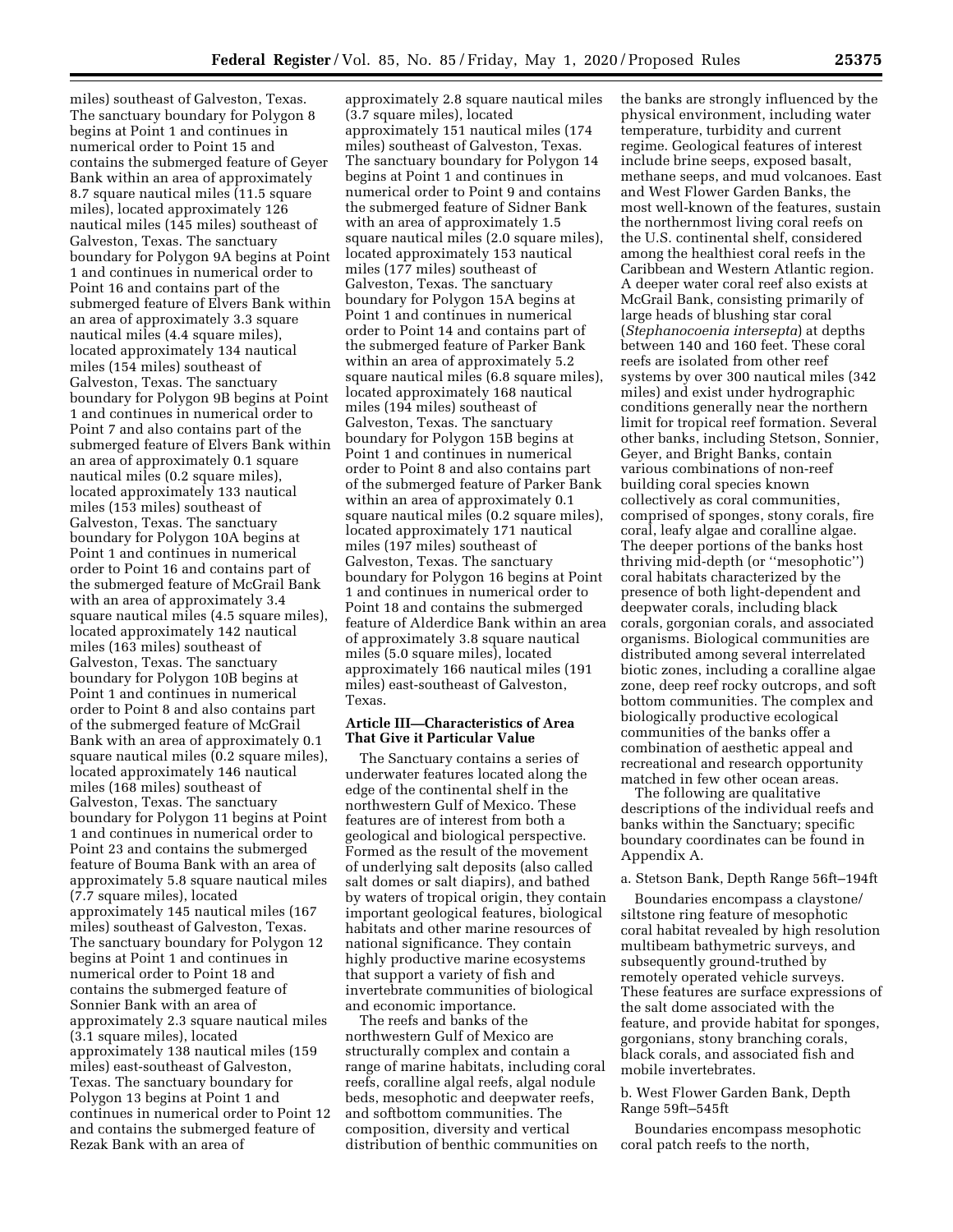miles) southeast of Galveston, Texas. The sanctuary boundary for Polygon 8 begins at Point 1 and continues in numerical order to Point 15 and contains the submerged feature of Geyer Bank within an area of approximately 8.7 square nautical miles (11.5 square miles), located approximately 126 nautical miles (145 miles) southeast of Galveston, Texas. The sanctuary boundary for Polygon 9A begins at Point 1 and continues in numerical order to Point 16 and contains part of the submerged feature of Elvers Bank within an area of approximately 3.3 square nautical miles (4.4 square miles), located approximately 134 nautical miles (154 miles) southeast of Galveston, Texas. The sanctuary boundary for Polygon 9B begins at Point 1 and continues in numerical order to Point 7 and also contains part of the submerged feature of Elvers Bank within an area of approximately 0.1 square nautical miles (0.2 square miles), located approximately 133 nautical miles (153 miles) southeast of Galveston, Texas. The sanctuary boundary for Polygon 10A begins at Point 1 and continues in numerical order to Point 16 and contains part of the submerged feature of McGrail Bank with an area of approximately 3.4 square nautical miles (4.5 square miles), located approximately 142 nautical miles (163 miles) southeast of Galveston, Texas. The sanctuary boundary for Polygon 10B begins at Point 1 and continues in numerical order to Point 8 and also contains part of the submerged feature of McGrail Bank with an area of approximately 0.1 square nautical miles (0.2 square miles), located approximately 146 nautical miles (168 miles) southeast of Galveston, Texas. The sanctuary boundary for Polygon 11 begins at Point 1 and continues in numerical order to Point 23 and contains the submerged feature of Bouma Bank with an area of approximately 5.8 square nautical miles (7.7 square miles), located approximately 145 nautical miles (167 miles) southeast of Galveston, Texas. The sanctuary boundary for Polygon 12 begins at Point 1 and continues in numerical order to Point 18 and contains the submerged feature of Sonnier Bank with an area of approximately 2.3 square nautical miles (3.1 square miles), located approximately 138 nautical miles (159 miles) east-southeast of Galveston, Texas. The sanctuary boundary for Polygon 13 begins at Point 1 and continues in numerical order to Point 12 and contains the submerged feature of Rezak Bank with an area of approximately 2.8 square nautical miles (3.7 square miles), located approximately 151 nautical miles (174 miles) southeast of Galveston, Texas. The sanctuary boundary for Polygon 14 begins at Point 1 and continues in numerical order to Point 9 and contains the submerged feature of Sidner Bank with an area of approximately 1.5 square nautical miles (2.0 square miles), located approximately 153 nautical miles (177 miles) southeast of Galveston, Texas. The sanctuary boundary for Polygon 15A begins at Point 1 and continues in numerical order to Point 14 and contains part of the submerged feature of Parker Bank within an area of approximately 5.2 square nautical miles (6.8 square miles), located approximately 168 nautical miles (194 miles) southeast of Galveston, Texas. The sanctuary boundary for Polygon 15B begins at Point 1 and continues in numerical order to Point 8 and also contains part of the submerged feature of Parker Bank within an area of approximately 0.1 square nautical miles (0.2 square miles), located approximately 171 nautical miles (197 miles) southeast of Galveston, Texas. The sanctuary boundary for Polygon 16 begins at Point 1 and continues in numerical order to Point 18 and contains the submerged feature of Alderdice Bank within an area of approximately 3.8 square nautical miles (5.0 square miles), located approximately 166 nautical miles (191 miles) east-southeast of Galveston, Texas.

**Article III—Characteristics of Area That Give it Particular Value**

The Sanctuary contains a series of underwater features located along the edge of the continental shelf in the northwestern Gulf of Mexico. These features are of interest from both a geological and biological perspective. Formed as the result of the movement of underlying salt deposits (also called salt domes or salt diapirs), and bathed by waters of tropical origin, they contain important geological features, biological habitats and other marine resources of national significance. They contain highly productive marine ecosystems that support a variety of fish and invertebrate communities of biological and economic importance.

The reefs and banks of the northwestern Gulf of Mexico are structurally complex and contain a range of marine habitats, including coral reefs, coralline algal reefs, algal nodule beds, mesophotic and deepwater reefs, and softbottom communities. The composition, diversity and vertical distribution of benthic communities on the banks are strongly influenced by the physical environment, including water temperature, turbidity and current regime. Geological features of interest include brine seeps, exposed basalt, methane seeps, and mud volcanoes. East and West Flower Garden Banks, the most well-known of the features, sustain the northernmost living coral reefs on the U.S. continental shelf, considered among the healthiest coral reefs in the Caribbean and Western Atlantic region. A deeper water coral reef also exists at McGrail Bank, consisting primarily of large heads of blushing star coral (*Stephanocoenia intersepta*) at depths between 140 and 160 feet. These coral reefs are isolated from other reef systems by over 300 nautical miles (342 miles) and exist under hydrographic conditions generally near the northern limit for tropical reef formation. Several other banks, including Stetson, Sonnier, Geyer, and Bright Banks, contain various combinations of non-reef building coral species known collectively as coral communities, comprised of sponges, stony corals, fire coral, leafy algae and coralline algae. The deeper portions of the banks host thriving mid-depth (or "mesophotic") coral habitats characterized by the presence of both light-dependent and deepwater corals, including black corals, gorgonian corals, and associated organisms. Biological communities are distributed among several interrelated biotic zones, including a coralline algae zone, deep reef rocky outcrops, and soft bottom communities. The complex and biologically productive ecological communities of the banks offer a combination of aesthetic appeal and recreational and research opportunity matched in few other ocean areas.

The following are qualitative descriptions of the individual reefs and banks within the Sanctuary; specific boundary coordinates can be found in Appendix A.

a. Stetson Bank, Depth Range 56ft–194ft

Boundaries encompass a claystone/siltstone ring feature of mesophotic coral habitat revealed by high resolution multibeam bathymetric surveys, and subsequently ground-truthed by remotely operated vehicle surveys. These features are surface expressions of the salt dome associated with the feature, and provide habitat for sponges, gorgonians, stony branching corals, black corals, and associated fish and mobile invertebrates.

b. West Flower Garden Bank, Depth Range 59ft–545ft

Boundaries encompass mesophotic coral patch reefs to the north,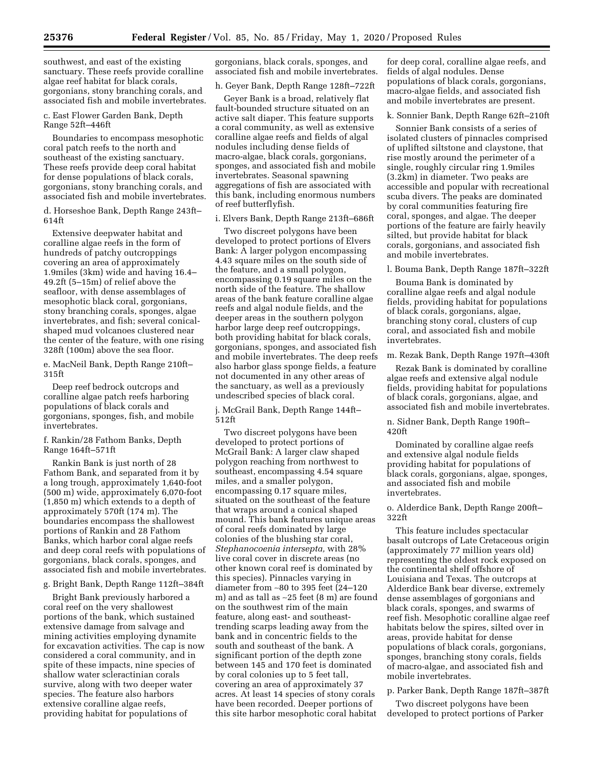southwest, and east of the existing sanctuary. These reefs provide coralline algae reef habitat for black corals, gorgonians, stony branching corals, and associated fish and mobile invertebrates.

c. East Flower Garden Bank, Depth Range 52ft–446ft

Boundaries to encompass mesophotic coral patch reefs to the north and southeast of the existing sanctuary. These reefs provide deep coral habitat for dense populations of black corals, gorgonians, stony branching corals, and associated fish and mobile invertebrates.

d. Horseshoe Bank, Depth Range 243ft–614ft

Extensive deepwater habitat and coralline algae reefs in the form of hundreds of patchy outcroppings covering an area of approximately 1.9miles (3km) wide and having 16.4–49.2ft (5–15m) of relief above the seafloor, with dense assemblages of mesophotic black coral, gorgonians, stony branching corals, sponges, algae invertebrates, and fish; several conical-shaped mud volcanoes clustered near the center of the feature, with one rising 328ft (100m) above the sea floor.

e. MacNeil Bank, Depth Range 210ft–315ft

Deep reef bedrock outcrops and coralline algae patch reefs harboring populations of black corals and gorgonians, sponges, fish, and mobile invertebrates.

f. Rankin/28 Fathom Banks, Depth Range 164ft–571ft

Rankin Bank is just north of 28 Fathom Bank, and separated from it by a long trough, approximately 1,640-foot (500 m) wide, approximately 6,070-foot (1,850 m) which extends to a depth of approximately 570ft (174 m). The boundaries encompass the shallowest portions of Rankin and 28 Fathom Banks, which harbor coral algae reefs and deep coral reefs with populations of gorgonians, black corals, sponges, and associated fish and mobile invertebrates.

g. Bright Bank, Depth Range 112ft–384ft

Bright Bank previously harbored a coral reef on the very shallowest portions of the bank, which sustained extensive damage from salvage and mining activities employing dynamite for excavation activities. The cap is now considered a coral community, and in spite of these impacts, nine species of shallow water scleractinian corals survive, along with two deeper water species. The feature also harbors extensive coralline algae reefs, providing habitat for populations of gorgonians, black corals, sponges, and associated fish and mobile invertebrates.

h. Geyer Bank, Depth Range 128ft–722ft

Geyer Bank is a broad, relatively flat fault-bounded structure situated on an active salt diaper. This feature supports a coral community, as well as extensive coralline algae reefs and fields of algal nodules including dense fields of macro-algae, black corals, gorgonians, sponges, and associated fish and mobile invertebrates. Seasonal spawning aggregations of fish are associated with this bank, including enormous numbers of reef butterflyfish.

i. Elvers Bank, Depth Range 213ft–686ft

Two discreet polygons have been developed to protect portions of Elvers Bank: A larger polygon encompassing 4.43 square miles on the south side of the feature, and a small polygon, encompassing 0.19 square miles on the north side of the feature. The shallow areas of the bank feature coralline algae reefs and algal nodule fields, and the deeper areas in the southern polygon harbor large deep reef outcroppings, both providing habitat for black corals, gorgonians, sponges, and associated fish and mobile invertebrates. The deep reefs also harbor glass sponge fields, a feature not documented in any other areas of the sanctuary, as well as a previously undescribed species of black coral.

j. McGrail Bank, Depth Range 144ft–512ft

Two discreet polygons have been developed to protect portions of McGrail Bank: A larger claw shaped polygon reaching from northwest to southeast, encompassing 4.54 square miles, and a smaller polygon, encompassing 0.17 square miles, situated on the southeast of the feature that wraps around a conical shaped mound. This bank features unique areas of coral reefs dominated by large colonies of the blushing star coral, *Stephanocoenia intersepta,* with 28% live coral cover in discrete areas (no other known coral reef is dominated by this species). Pinnacles varying in diameter from ~80 to 395 feet (24–120 m) and as tall as ~25 feet (8 m) are found on the southwest rim of the main feature, along east- and southeast-trending scarps leading away from the bank and in concentric fields to the south and southeast of the bank. A significant portion of the depth zone between 145 and 170 feet is dominated by coral colonies up to 5 feet tall, covering an area of approximately 37 acres. At least 14 species of stony corals have been recorded. Deeper portions of this site harbor mesophotic coral habitat for deep coral, coralline algae reefs, and fields of algal nodules. Dense populations of black corals, gorgonians, macro-algae fields, and associated fish and mobile invertebrates are present.

k. Sonnier Bank, Depth Range 62ft–210ft

Sonnier Bank consists of a series of isolated clusters of pinnacles comprised of uplifted siltstone and claystone, that rise mostly around the perimeter of a single, roughly circular ring 1.9miles (3.2km) in diameter. Two peaks are accessible and popular with recreational scuba divers. The peaks are dominated by coral communities featuring fire coral, sponges, and algae. The deeper portions of the feature are fairly heavily silted, but provide habitat for black corals, gorgonians, and associated fish and mobile invertebrates.

l. Bouma Bank, Depth Range 187ft–322ft

Bouma Bank is dominated by coralline algae reefs and algal nodule fields, providing habitat for populations of black corals, gorgonians, algae, branching stony coral, clusters of cup coral, and associated fish and mobile invertebrates.

m. Rezak Bank, Depth Range 197ft–430ft

Rezak Bank is dominated by coralline algae reefs and extensive algal nodule fields, providing habitat for populations of black corals, gorgonians, algae, and associated fish and mobile invertebrates.

n. Sidner Bank, Depth Range 190ft–420ft

Dominated by coralline algae reefs and extensive algal nodule fields providing habitat for populations of black corals, gorgonians, algae, sponges, and associated fish and mobile invertebrates.

o. Alderdice Bank, Depth Range 200ft–322ft

This feature includes spectacular basalt outcrops of Late Cretaceous origin (approximately 77 million years old) representing the oldest rock exposed on the continental shelf offshore of Louisiana and Texas. The outcrops at Alderdice Bank bear diverse, extremely dense assemblages of gorgonians and black corals, sponges, and swarms of reef fish. Mesophotic coralline algae reef habitats below the spires, silted over in areas, provide habitat for dense populations of black corals, gorgonians, sponges, branching stony corals, fields of macro-algae, and associated fish and mobile invertebrates.

p. Parker Bank, Depth Range 187ft–387ft

Two discreet polygons have been developed to protect portions of Parker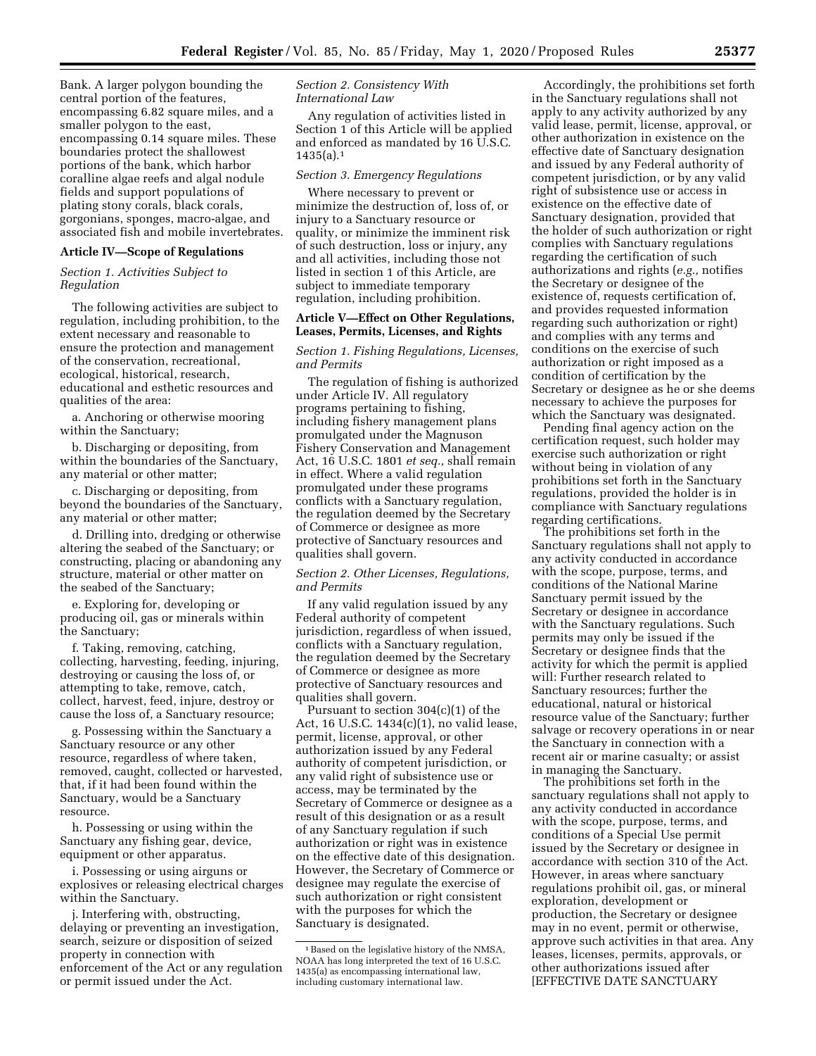Bank. A larger polygon bounding the central portion of the features, encompassing 6.82 square miles, and a smaller polygon to the east, encompassing 0.14 square miles. These boundaries protect the shallowest portions of the bank, which harbor coralline algae reefs and algal nodule fields and support populations of plating stony corals, black corals, gorgonians, sponges, macro-algae, and associated fish and mobile invertebrates.

**Article IV—Scope of Regulations**

*Section 1. Activities Subject to Regulation*

The following activities are subject to regulation, including prohibition, to the extent necessary and reasonable to ensure the protection and management of the conservation, recreational, ecological, historical, research, educational and esthetic resources and qualities of the area:

a. Anchoring or otherwise mooring within the Sanctuary;

b. Discharging or depositing, from within the boundaries of the Sanctuary, any material or other matter;

c. Discharging or depositing, from beyond the boundaries of the Sanctuary, any material or other matter;

d. Drilling into, dredging or otherwise altering the seabed of the Sanctuary; or constructing, placing or abandoning any structure, material or other matter on the seabed of the Sanctuary;

e. Exploring for, developing or producing oil, gas or minerals within the Sanctuary;

f. Taking, removing, catching, collecting, harvesting, feeding, injuring, destroying or causing the loss of, or attempting to take, remove, catch, collect, harvest, feed, injure, destroy or cause the loss of, a Sanctuary resource;

g. Possessing within the Sanctuary a Sanctuary resource or any other resource, regardless of where taken, removed, caught, collected or harvested, that, if it had been found within the Sanctuary, would be a Sanctuary resource.

h. Possessing or using within the Sanctuary any fishing gear, device, equipment or other apparatus.

i. Possessing or using airguns or explosives or releasing electrical charges within the Sanctuary.

j. Interfering with, obstructing, delaying or preventing an investigation, search, seizure or disposition of seized property in connection with enforcement of the Act or any regulation or permit issued under the Act.

*Section 2. Consistency With International Law*

Any regulation of activities listed in Section 1 of this Article will be applied and enforced as mandated by 16 U.S.C. 1435(a).[1]

*Section 3. Emergency Regulations*

Where necessary to prevent or minimize the destruction of, loss of, or injury to a Sanctuary resource or quality, or minimize the imminent risk of such destruction, loss or injury, any and all activities, including those not listed in section 1 of this Article, are subject to immediate temporary regulation, including prohibition.

**Article V—Effect on Other Regulations, Leases, Permits, Licenses, and Rights**

*Section 1. Fishing Regulations, Licenses, and Permits*

The regulation of fishing is authorized under Article IV. All regulatory programs pertaining to fishing, including fishery management plans promulgated under the Magnuson Fishery Conservation and Management Act, 16 U.S.C. 1801 *et seq.,* shall remain in effect. Where a valid regulation promulgated under these programs conflicts with a Sanctuary regulation, the regulation deemed by the Secretary of Commerce or designee as more protective of Sanctuary resources and qualities shall govern.

*Section 2. Other Licenses, Regulations, and Permits*

If any valid regulation issued by any Federal authority of competent jurisdiction, regardless of when issued, conflicts with a Sanctuary regulation, the regulation deemed by the Secretary of Commerce or designee as more protective of Sanctuary resources and qualities shall govern.

Pursuant to section 304(c)(1) of the Act, 16 U.S.C. 1434(c)(1), no valid lease, permit, license, approval, or other authorization issued by any Federal authority of competent jurisdiction, or any valid right of subsistence use or access, may be terminated by the Secretary of Commerce or designee as a result of this designation or as a result of any Sanctuary regulation if such authorization or right was in existence on the effective date of this designation. However, the Secretary of Commerce or designee may regulate the exercise of such authorization or right consistent with the purposes for which the Sanctuary is designated.

Accordingly, the prohibitions set forth in the Sanctuary regulations shall not apply to any activity authorized by any valid lease, permit, license, approval, or other authorization in existence on the effective date of Sanctuary designation and issued by any Federal authority of competent jurisdiction, or by any valid right of subsistence use or access in existence on the effective date of Sanctuary designation, provided that the holder of such authorization or right complies with Sanctuary regulations regarding the certification of such authorizations and rights (*e.g.,* notifies the Secretary or designee of the existence of, requests certification of, and provides requested information regarding such authorization or right) and complies with any terms and conditions on the exercise of such authorization or right imposed as a condition of certification by the Secretary or designee as he or she deems necessary to achieve the purposes for which the Sanctuary was designated.

Pending final agency action on the certification request, such holder may exercise such authorization or right without being in violation of any prohibitions set forth in the Sanctuary regulations, provided the holder is in compliance with Sanctuary regulations regarding certifications.

The prohibitions set forth in the Sanctuary regulations shall not apply to any activity conducted in accordance with the scope, purpose, terms, and conditions of the National Marine Sanctuary permit issued by the Secretary or designee in accordance with the Sanctuary regulations. Such permits may only be issued if the Secretary or designee finds that the activity for which the permit is applied will: Further research related to Sanctuary resources; further the educational, natural or historical resource value of the Sanctuary; further salvage or recovery operations in or near the Sanctuary in connection with a recent air or marine casualty; or assist in managing the Sanctuary.

The prohibitions set forth in the sanctuary regulations shall not apply to any activity conducted in accordance with the scope, purpose, terms, and conditions of a Special Use permit issued by the Secretary or designee in accordance with section 310 of the Act. However, in areas where sanctuary regulations prohibit oil, gas, or mineral exploration, development or production, the Secretary or designee may in no event, permit or otherwise, approve such activities in that area. Any leases, licenses, permits, approvals, or other authorizations issued after [EFFECTIVE DATE SANCTUARY

[1] Based on the legislative history of the NMSA, NOAA has long interpreted the text of 16 U.S.C. 1435(a) as encompassing international law, including customary international law.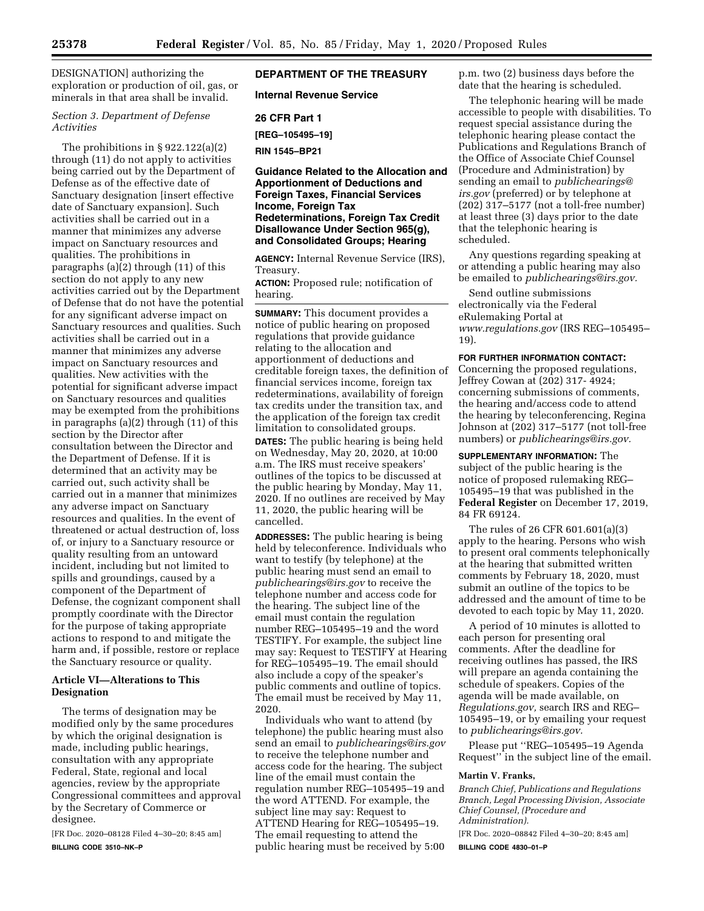DESIGNATION] authorizing the exploration or production of oil, gas, or minerals in that area shall be invalid.

*Section 3. Department of Defense Activities*

The prohibitions in § 922.122(a)(2) through (11) do not apply to activities being carried out by the Department of Defense as of the effective date of Sanctuary designation [insert effective date of Sanctuary expansion]. Such activities shall be carried out in a manner that minimizes any adverse impact on Sanctuary resources and qualities. The prohibitions in paragraphs (a)(2) through (11) of this section do not apply to any new activities carried out by the Department of Defense that do not have the potential for any significant adverse impact on Sanctuary resources and qualities. Such activities shall be carried out in a manner that minimizes any adverse impact on Sanctuary resources and qualities. New activities with the potential for significant adverse impact on Sanctuary resources and qualities may be exempted from the prohibitions in paragraphs (a)(2) through (11) of this section by the Director after consultation between the Director and the Department of Defense. If it is determined that an activity may be carried out, such activity shall be carried out in a manner that minimizes any adverse impact on Sanctuary resources and qualities. In the event of threatened or actual destruction of, loss of, or injury to a Sanctuary resource or quality resulting from an untoward incident, including but not limited to spills and groundings, caused by a component of the Department of Defense, the cognizant component shall promptly coordinate with the Director for the purpose of taking appropriate actions to respond to and mitigate the harm and, if possible, restore or replace the Sanctuary resource or quality.

**Article VI—Alterations to This Designation**

The terms of designation may be modified only by the same procedures by which the original designation is made, including public hearings, consultation with any appropriate Federal, State, regional and local agencies, review by the appropriate Congressional committees and approval by the Secretary of Commerce or designee.

[FR Doc. 2020–08128 Filed 4–30–20; 8:45 am]

**BILLING CODE 3510–NK–P**

## DEPARTMENT OF THE TREASURY

## Internal Revenue Service

## 26 CFR Part 1

**[REG–105495–19]**

**RIN 1545–BP21**

## Guidance Related to the Allocation and Apportionment of Deductions and Foreign Taxes, Financial Services Income, Foreign Tax Redeterminations, Foreign Tax Credit Disallowance Under Section 965(g), and Consolidated Groups; Hearing

**AGENCY:** Internal Revenue Service (IRS), Treasury.

**ACTION:** Proposed rule; notification of hearing.

**SUMMARY:** This document provides a notice of public hearing on proposed regulations that provide guidance relating to the allocation and apportionment of deductions and creditable foreign taxes, the definition of financial services income, foreign tax redeterminations, availability of foreign tax credits under the transition tax, and the application of the foreign tax credit limitation to consolidated groups.

**DATES:** The public hearing is being held on Wednesday, May 20, 2020, at 10:00 a.m. The IRS must receive speakers' outlines of the topics to be discussed at the public hearing by Monday, May 11, 2020. If no outlines are received by May 11, 2020, the public hearing will be cancelled.

**ADDRESSES:** The public hearing is being held by teleconference. Individuals who want to testify (by telephone) at the public hearing must send an email to *publichearings@irs.gov* to receive the telephone number and access code for the hearing. The subject line of the email must contain the regulation number REG–105495–19 and the word TESTIFY. For example, the subject line may say: Request to TESTIFY at Hearing for REG–105495–19. The email should also include a copy of the speaker's public comments and outline of topics. The email must be received by May 11, 2020.

Individuals who want to attend (by telephone) the public hearing must also send an email to *publichearings@irs.gov* to receive the telephone number and access code for the hearing. The subject line of the email must contain the regulation number REG–105495–19 and the word ATTEND. For example, the subject line may say: Request to ATTEND Hearing for REG–105495–19. The email requesting to attend the public hearing must be received by 5:00 p.m. two (2) business days before the date that the hearing is scheduled.

The telephonic hearing will be made accessible to people with disabilities. To request special assistance during the telephonic hearing please contact the Publications and Regulations Branch of the Office of Associate Chief Counsel (Procedure and Administration) by sending an email to *publichearings@irs.gov* (preferred) or by telephone at (202) 317–5177 (not a toll-free number) at least three (3) days prior to the date that the telephonic hearing is scheduled.

Any questions regarding speaking at or attending a public hearing may also be emailed to *publichearings@irs.gov.*

Send outline submissions electronically via the Federal eRulemaking Portal at *www.regulations.gov* (IRS REG–105495–19).

**FOR FURTHER INFORMATION CONTACT:** Concerning the proposed regulations, Jeffrey Cowan at (202) 317- 4924; concerning submissions of comments, the hearing and/access code to attend the hearing by teleconferencing, Regina Johnson at (202) 317–5177 (not toll-free numbers) or *publichearings@irs.gov.*

**SUPPLEMENTARY INFORMATION:** The subject of the public hearing is the notice of proposed rulemaking REG–105495–19 that was published in the **Federal Register** on December 17, 2019, 84 FR 69124.

The rules of 26 CFR 601.601(a)(3) apply to the hearing. Persons who wish to present oral comments telephonically at the hearing that submitted written comments by February 18, 2020, must submit an outline of the topics to be addressed and the amount of time to be devoted to each topic by May 11, 2020.

A period of 10 minutes is allotted to each person for presenting oral comments. After the deadline for receiving outlines has passed, the IRS will prepare an agenda containing the schedule of speakers. Copies of the agenda will be made available, on *Regulations.gov,* search IRS and REG–105495–19, or by emailing your request to *publichearings@irs.gov.*

Please put ''REG–105495–19 Agenda Request'' in the subject line of the email.

**Martin V. Franks,**

*Branch Chief, Publications and Regulations Branch, Legal Processing Division, Associate Chief Counsel, (Procedure and Administration).*

[FR Doc. 2020–08842 Filed 4–30–20; 8:45 am]

**BILLING CODE 4830–01–P**